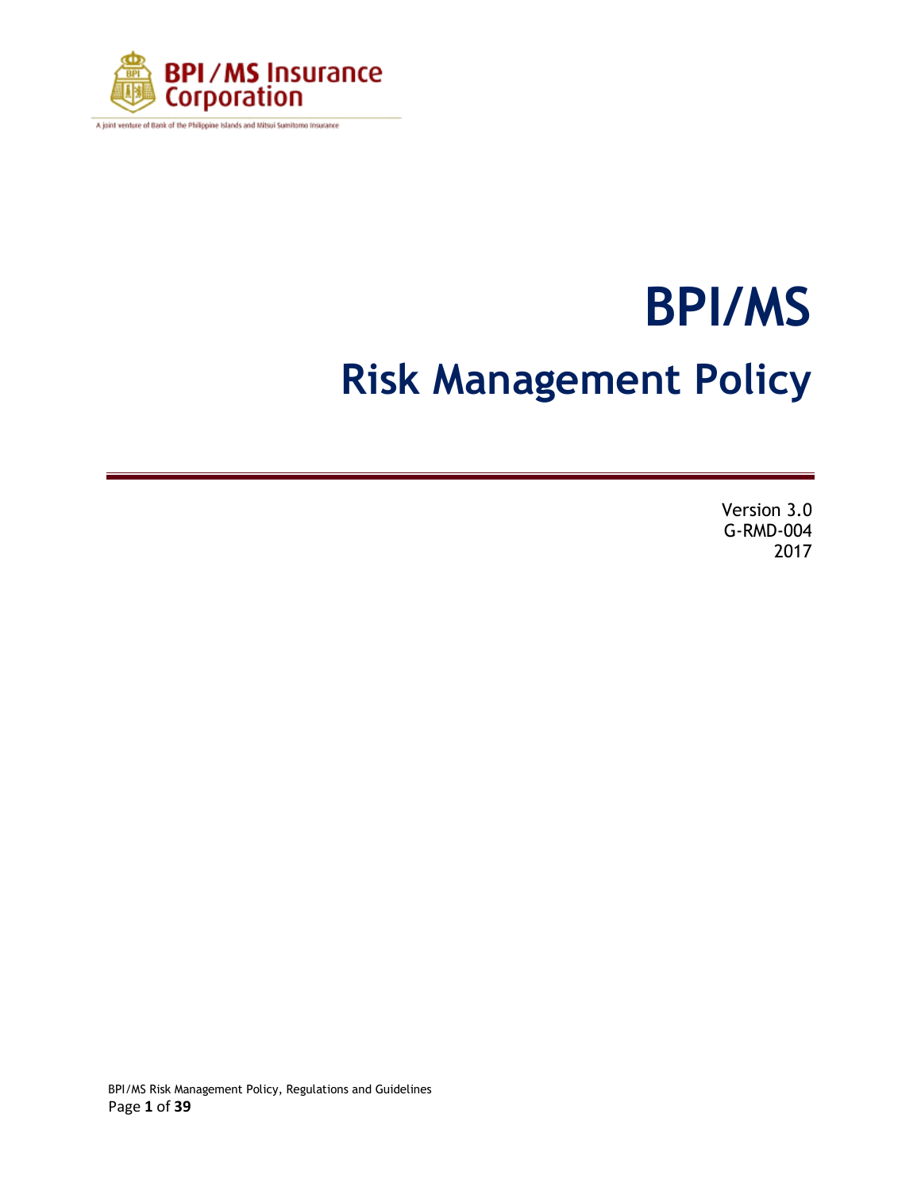BPI / MS Insurance Corporation

A joint venture of Bank of the Philippine Islands and Mitsui Sumitomo Insurance

# BPI/MS

## Risk Management Policy

Version 3.0
G-RMD-004
2017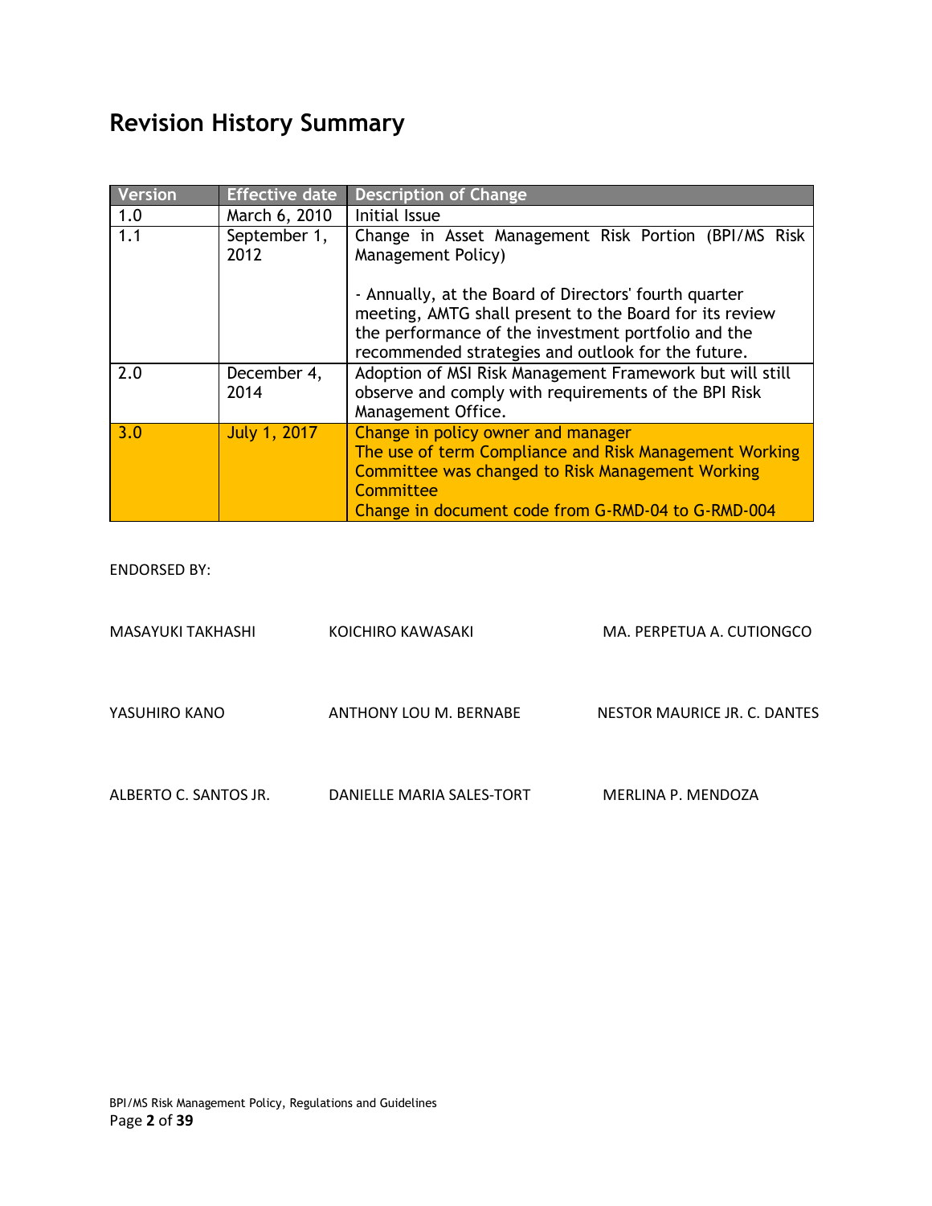# Revision History Summary

| Version | Effective date | Description of Change |
|---|---|---|
| 1.0 | March 6, 2010 | Initial Issue |
| 1.1 | September 1, 2012 | Change in Asset Management Risk Portion (BPI/MS Risk Management Policy)<br><br>- Annually, at the Board of Directors' fourth quarter meeting, AMTG shall present to the Board for its review the performance of the investment portfolio and the recommended strategies and outlook for the future. |
| 2.0 | December 4, 2014 | Adoption of MSI Risk Management Framework but will still observe and comply with requirements of the BPI Risk Management Office. |
| 3.0 | July 1, 2017 | Change in policy owner and manager<br>The use of term Compliance and Risk Management Working Committee was changed to Risk Management Working Committee<br>Change in document code from G-RMD-04 to G-RMD-004 |

ENDORSED BY:

| | | |
|---|---|---|
| MASAYUKI TAKHASHI | KOICHIRO KAWASAKI | MA. PERPETUA A. CUTIONGCO |
| YASUHIRO KANO | ANTHONY LOU M. BERNABE | NESTOR MAURICE JR. C. DANTES |
| ALBERTO C. SANTOS JR. | DANIELLE MARIA SALES-TORT | MERLINA P. MENDOZA |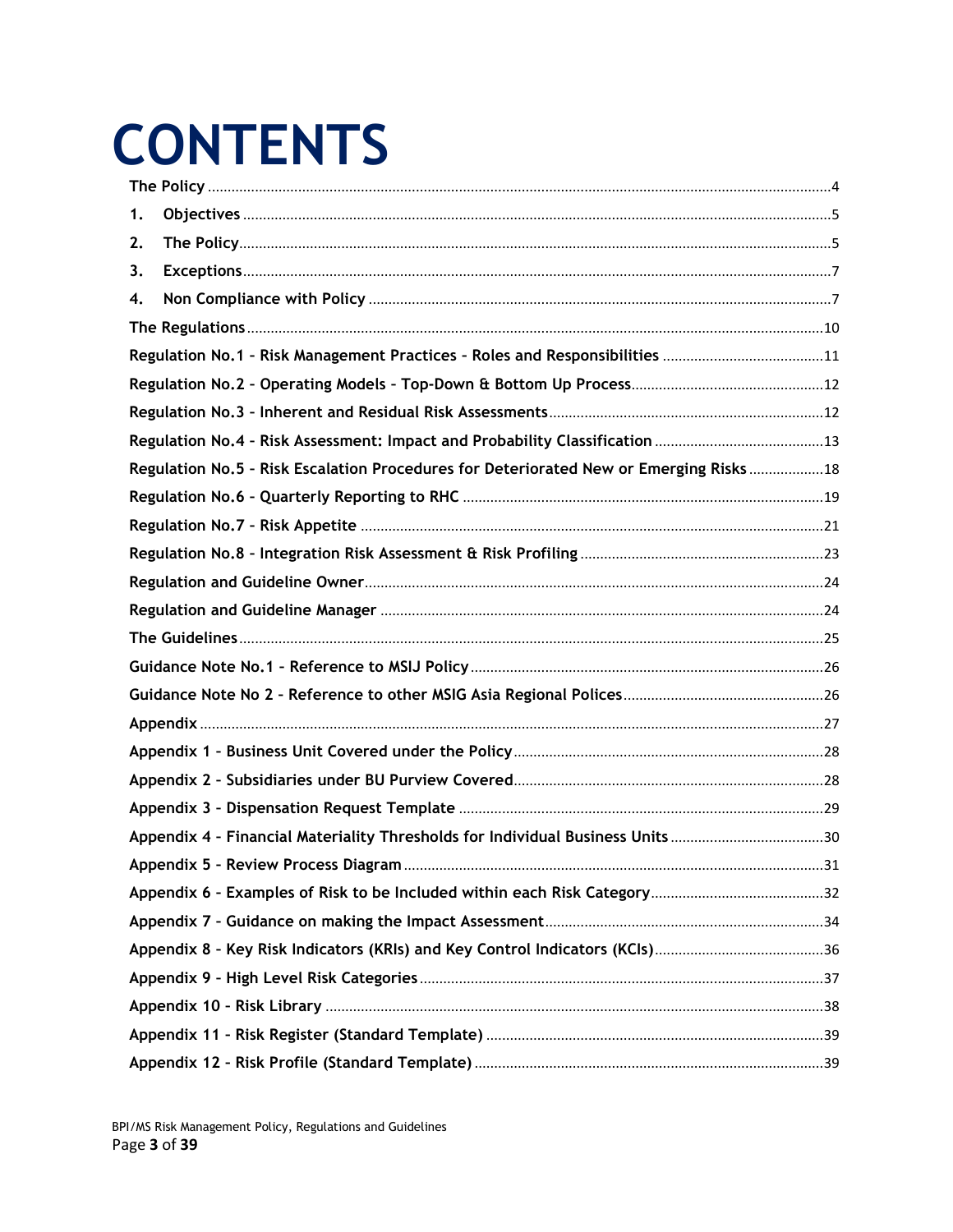# CONTENTS

The Policy ........................................................................................................................................4

1. Objectives ..................................................................................................................................5
2. The Policy ..................................................................................................................................5
3. Exceptions ..................................................................................................................................7
4. Non Compliance with Policy .....................................................................................................7

The Regulations ..............................................................................................................................10

Regulation No.1 – Risk Management Practices – Roles and Responsibilities ...................................11

Regulation No.2 – Operating Models – Top-Down & Bottom Up Process .........................................12

Regulation No.3 – Inherent and Residual Risk Assessments ............................................................12

Regulation No.4 – Risk Assessment: Impact and Probability Classification .....................................13

Regulation No.5 – Risk Escalation Procedures for Deteriorated New or Emerging Risks ...................18

Regulation No.6 – Quarterly Reporting to RHC ...............................................................................19

Regulation No.7 – Risk Appetite .......................................................................................................21

Regulation No.8 – Integration Risk Assessment & Risk Profiling .....................................................23

Regulation and Guideline Owner .......................................................................................................24

Regulation and Guideline Manager ....................................................................................................24

The Guidelines ...................................................................................................................................25

Guidance Note No.1 – Reference to MSIJ Policy ................................................................................26

Guidance Note No 2 – Reference to other MSIG Asia Regional Polices ...........................................26

Appendix ...........................................................................................................................................27

Appendix 1 – Business Unit Covered under the Policy ......................................................................28

Appendix 2 – Subsidiaries under BU Purview Covered .......................................................................28

Appendix 3 – Dispensation Request Template ...................................................................................29

Appendix 4 – Financial Materiality Thresholds for Individual Business Units ...................................30

Appendix 5 – Review Process Diagram ...............................................................................................31

Appendix 6 – Examples of Risk to be Included within each Risk Category ........................................32

Appendix 7 – Guidance on making the Impact Assessment ................................................................34

Appendix 8 – Key Risk Indicators (KRIs) and Key Control Indicators (KCIs) ........................................36

Appendix 9 – High Level Risk Categories ............................................................................................37

Appendix 10 – Risk Library .................................................................................................................38

Appendix 11 – Risk Register (Standard Template) ..............................................................................39

Appendix 12 – Risk Profile (Standard Template) .................................................................................39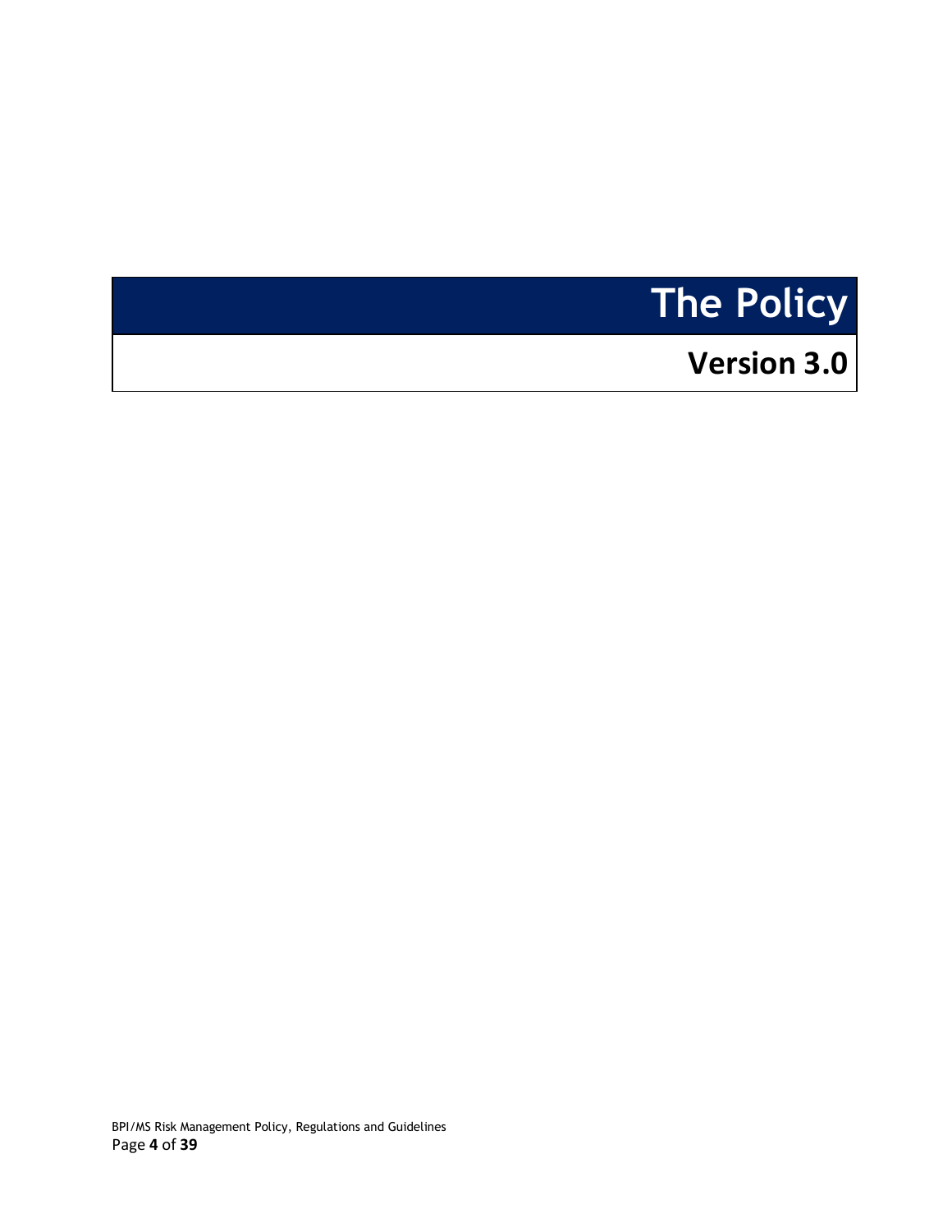# The Policy

## Version 3.0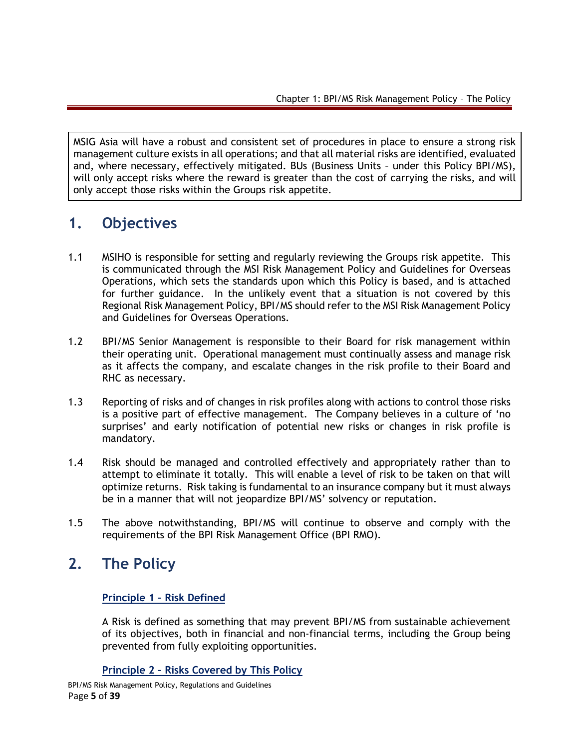MSIG Asia will have a robust and consistent set of procedures in place to ensure a strong risk management culture exists in all operations; and that all material risks are identified, evaluated and, where necessary, effectively mitigated. BUs (Business Units – under this Policy BPI/MS), will only accept risks where the reward is greater than the cost of carrying the risks, and will only accept those risks within the Groups risk appetite.

# 1. Objectives

1.1 MSIHO is responsible for setting and regularly reviewing the Groups risk appetite. This is communicated through the MSI Risk Management Policy and Guidelines for Overseas Operations, which sets the standards upon which this Policy is based, and is attached for further guidance. In the unlikely event that a situation is not covered by this Regional Risk Management Policy, BPI/MS should refer to the MSI Risk Management Policy and Guidelines for Overseas Operations.

1.2 BPI/MS Senior Management is responsible to their Board for risk management within their operating unit. Operational management must continually assess and manage risk as it affects the company, and escalate changes in the risk profile to their Board and RHC as necessary.

1.3 Reporting of risks and of changes in risk profiles along with actions to control those risks is a positive part of effective management. The Company believes in a culture of 'no surprises' and early notification of potential new risks or changes in risk profile is mandatory.

1.4 Risk should be managed and controlled effectively and appropriately rather than to attempt to eliminate it totally. This will enable a level of risk to be taken on that will optimize returns. Risk taking is fundamental to an insurance company but it must always be in a manner that will not jeopardize BPI/MS' solvency or reputation.

1.5 The above notwithstanding, BPI/MS will continue to observe and comply with the requirements of the BPI Risk Management Office (BPI RMO).

# 2. The Policy

### Principle 1 – Risk Defined

A Risk is defined as something that may prevent BPI/MS from sustainable achievement of its objectives, both in financial and non-financial terms, including the Group being prevented from fully exploiting opportunities.

### Principle 2 – Risks Covered by This Policy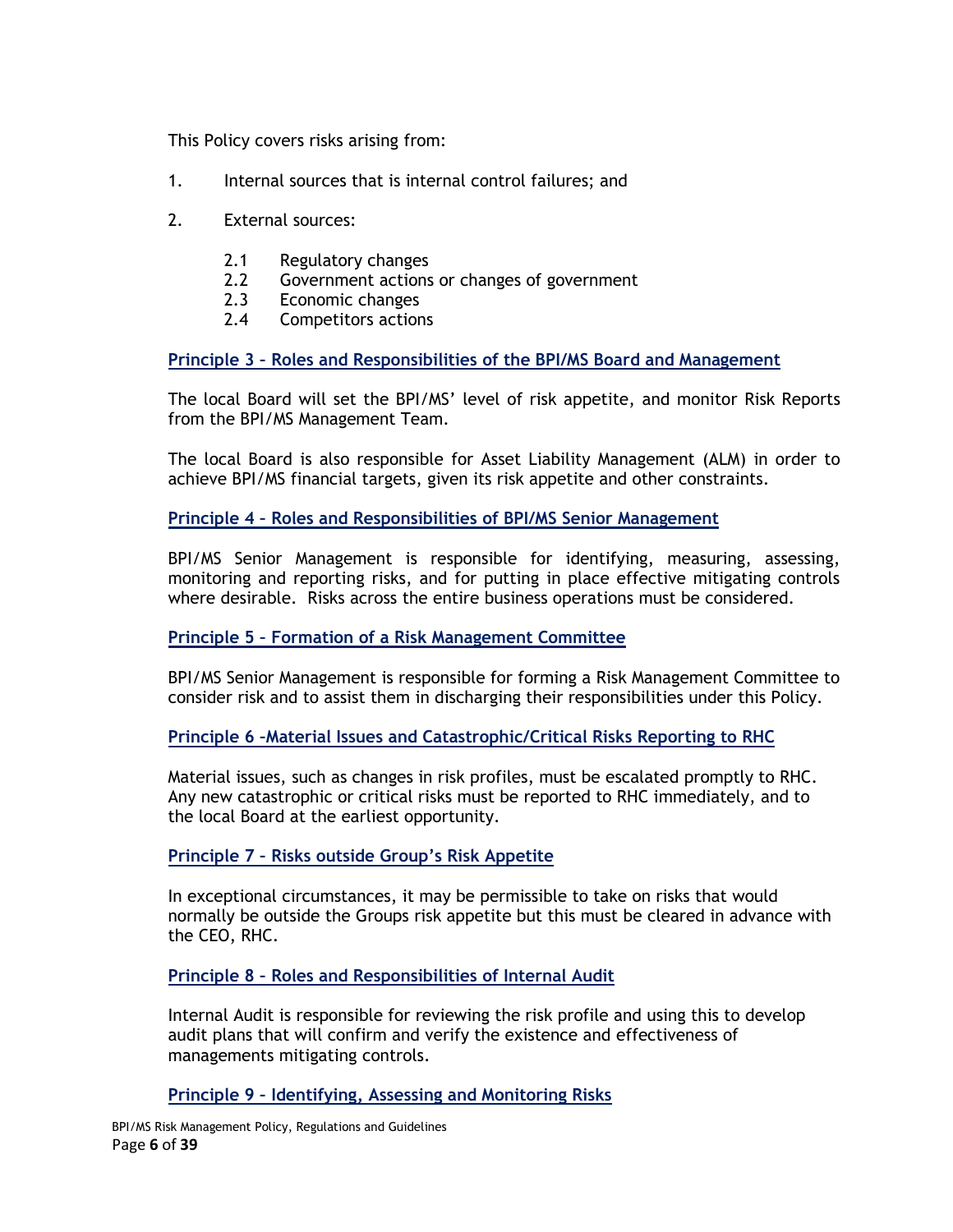This Policy covers risks arising from:

1. Internal sources that is internal control failures; and

2. External sources:

   2.1 Regulatory changes
   2.2 Government actions or changes of government
   2.3 Economic changes
   2.4 Competitors actions

### Principle 3 – Roles and Responsibilities of the BPI/MS Board and Management

The local Board will set the BPI/MS' level of risk appetite, and monitor Risk Reports from the BPI/MS Management Team.

The local Board is also responsible for Asset Liability Management (ALM) in order to achieve BPI/MS financial targets, given its risk appetite and other constraints.

### Principle 4 – Roles and Responsibilities of BPI/MS Senior Management

BPI/MS Senior Management is responsible for identifying, measuring, assessing, monitoring and reporting risks, and for putting in place effective mitigating controls where desirable. Risks across the entire business operations must be considered.

### Principle 5 – Formation of a Risk Management Committee

BPI/MS Senior Management is responsible for forming a Risk Management Committee to consider risk and to assist them in discharging their responsibilities under this Policy.

### Principle 6 –Material Issues and Catastrophic/Critical Risks Reporting to RHC

Material issues, such as changes in risk profiles, must be escalated promptly to RHC. Any new catastrophic or critical risks must be reported to RHC immediately, and to the local Board at the earliest opportunity.

### Principle 7 – Risks outside Group's Risk Appetite

In exceptional circumstances, it may be permissible to take on risks that would normally be outside the Groups risk appetite but this must be cleared in advance with the CEO, RHC.

### Principle 8 – Roles and Responsibilities of Internal Audit

Internal Audit is responsible for reviewing the risk profile and using this to develop audit plans that will confirm and verify the existence and effectiveness of managements mitigating controls.

### Principle 9 – Identifying, Assessing and Monitoring Risks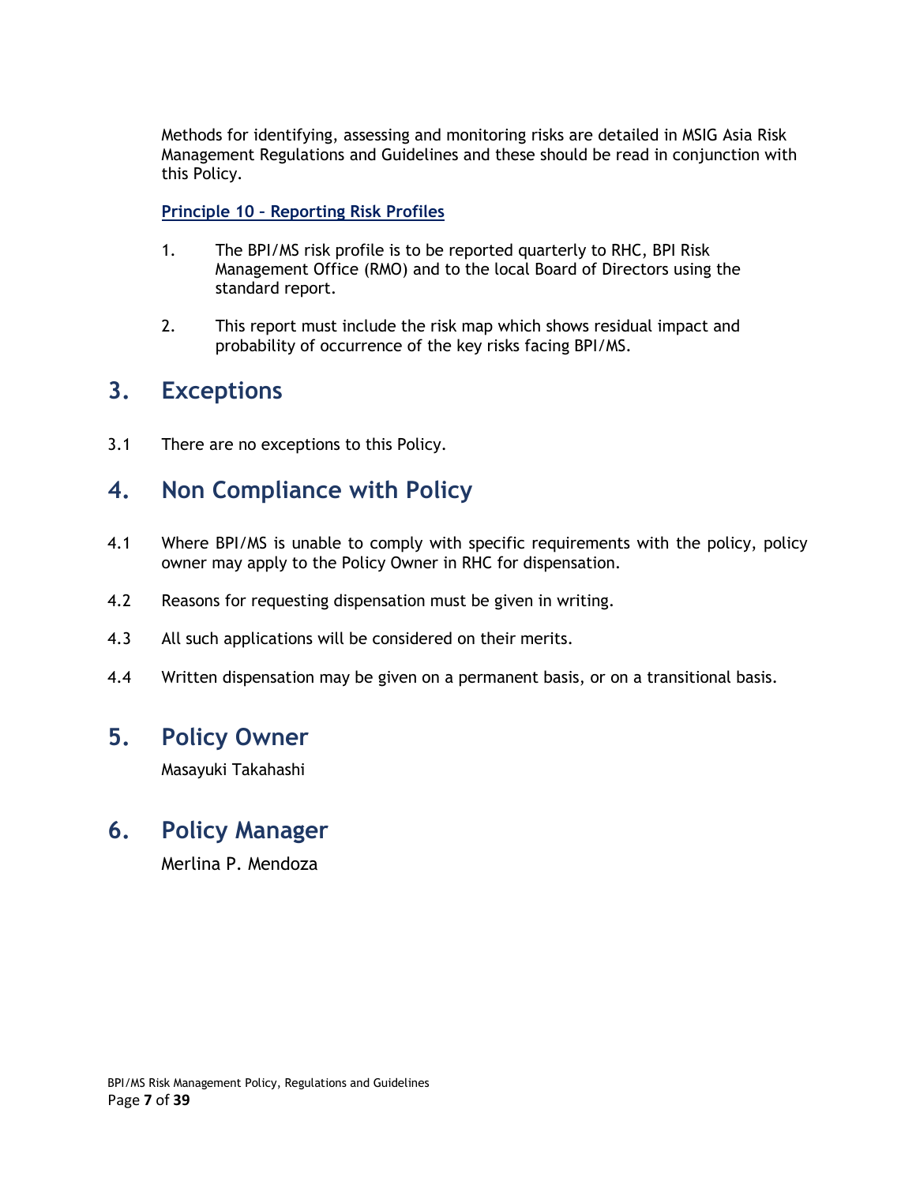Methods for identifying, assessing and monitoring risks are detailed in MSIG Asia Risk Management Regulations and Guidelines and these should be read in conjunction with this Policy.

**Principle 10 – Reporting Risk Profiles**

1. The BPI/MS risk profile is to be reported quarterly to RHC, BPI Risk Management Office (RMO) and to the local Board of Directors using the standard report.

2. This report must include the risk map which shows residual impact and probability of occurrence of the key risks facing BPI/MS.

## 3. Exceptions

3.1 There are no exceptions to this Policy.

## 4. Non Compliance with Policy

4.1 Where BPI/MS is unable to comply with specific requirements with the policy, policy owner may apply to the Policy Owner in RHC for dispensation.

4.2 Reasons for requesting dispensation must be given in writing.

4.3 All such applications will be considered on their merits.

4.4 Written dispensation may be given on a permanent basis, or on a transitional basis.

## 5. Policy Owner

Masayuki Takahashi

## 6. Policy Manager

Merlina P. Mendoza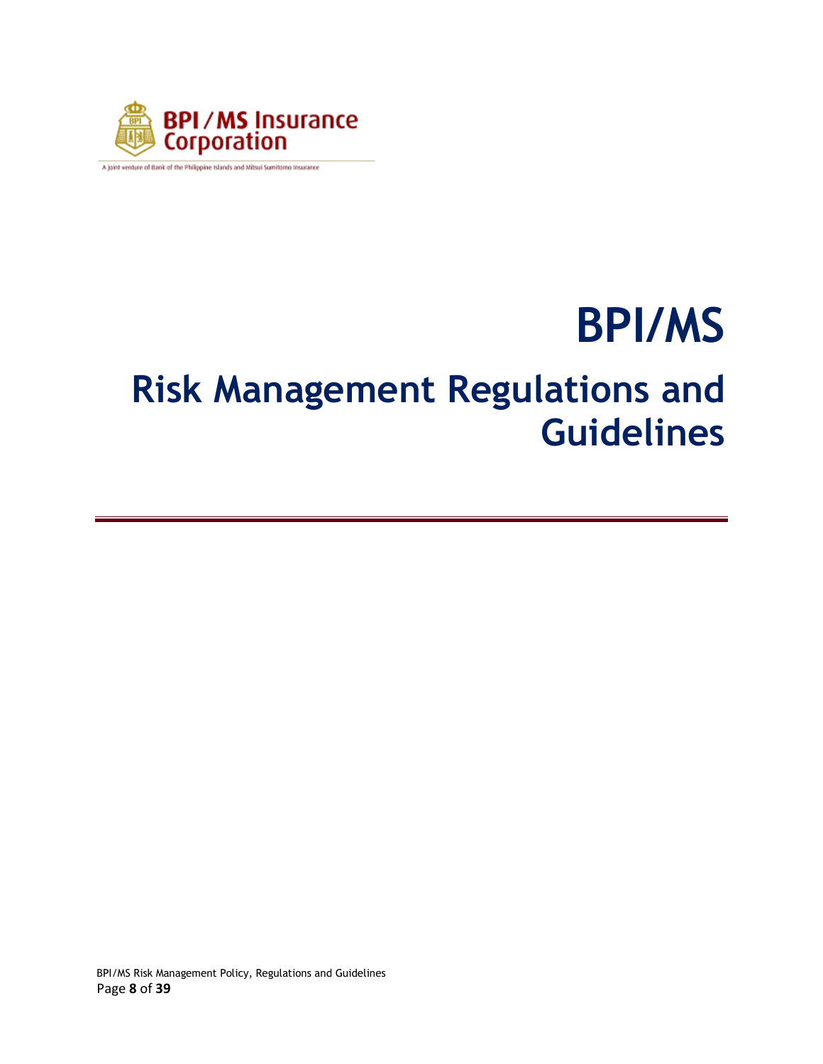BPI/MS Insurance Corporation

A joint venture of Bank of the Philippine Islands and Mitsui Sumitomo Insurance

# BPI/MS

# Risk Management Regulations and Guidelines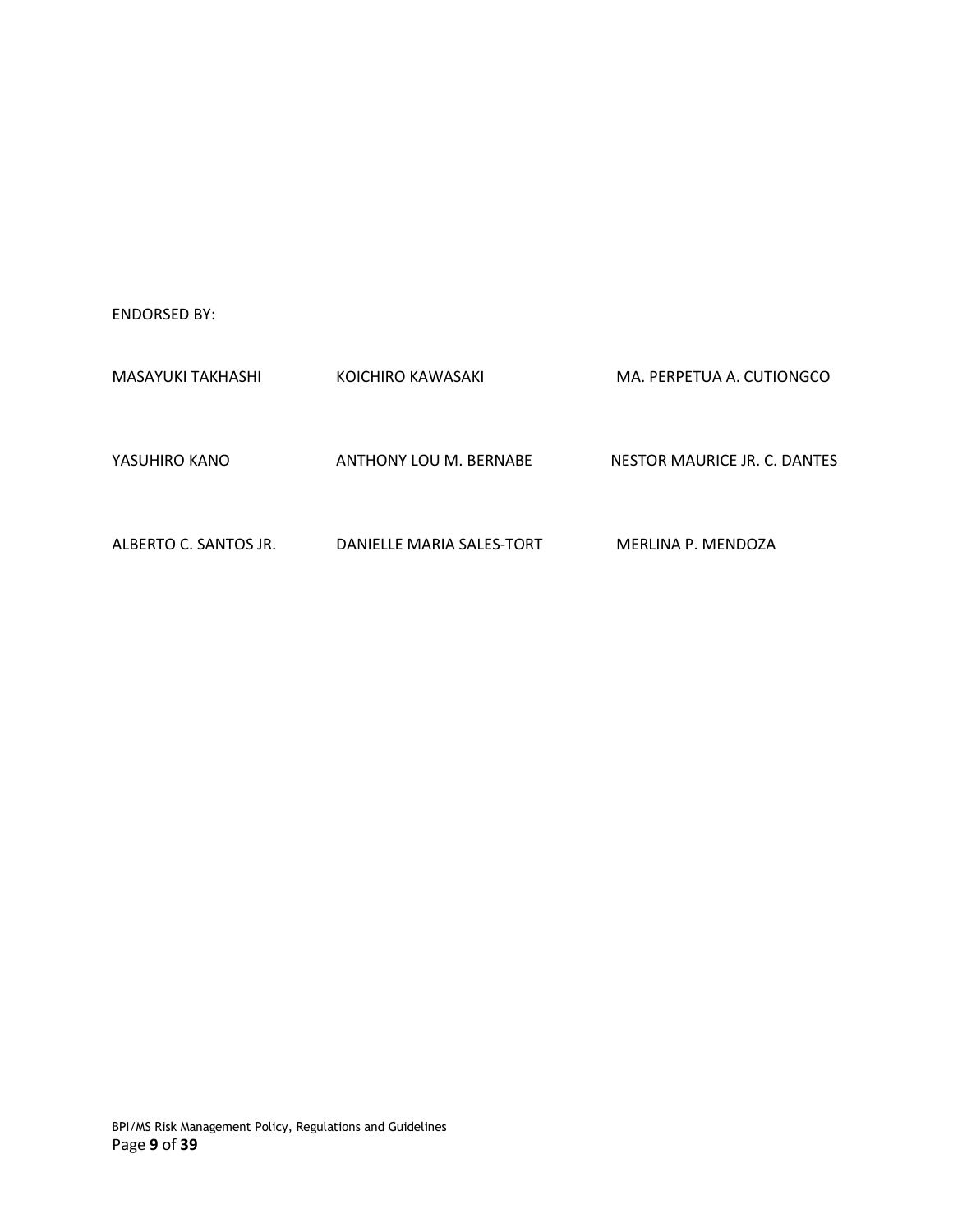ENDORSED BY:

| | | |
|---|---|---|
| MASAYUKI TAKHASHI | KOICHIRO KAWASAKI | MA. PERPETUA A. CUTIONGCO |
| YASUHIRO KANO | ANTHONY LOU M. BERNABE | NESTOR MAURICE JR. C. DANTES |
| ALBERTO C. SANTOS JR. | DANIELLE MARIA SALES-TORT | MERLINA P. MENDOZA |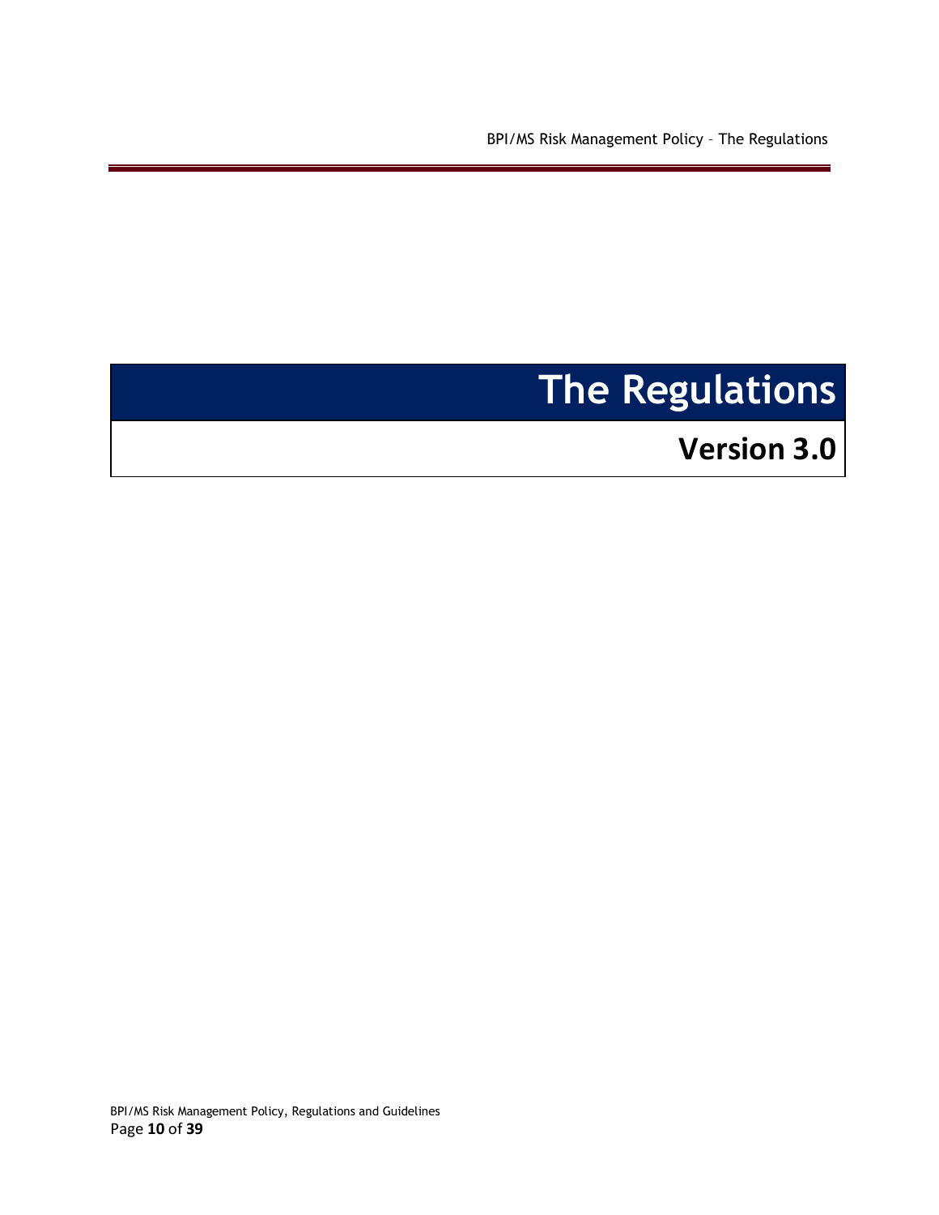# The Regulations

## Version 3.0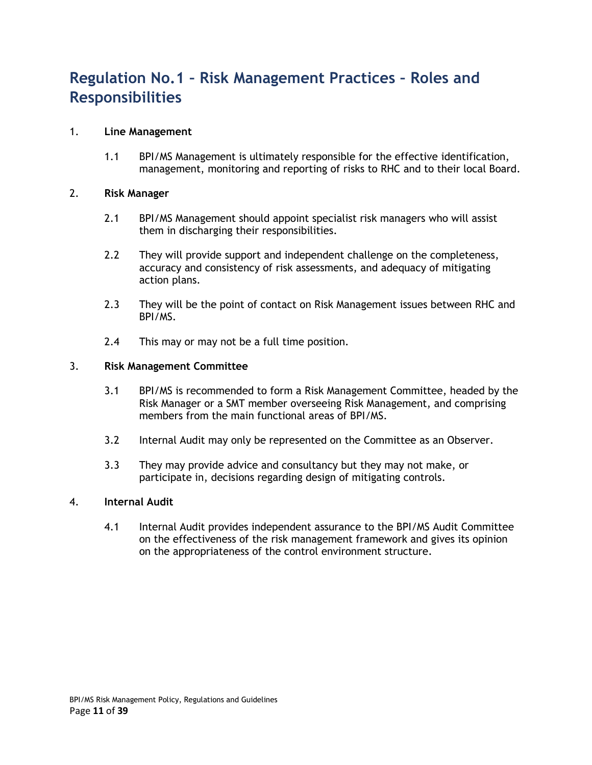# Regulation No.1 – Risk Management Practices – Roles and Responsibilities

1. **Line Management**

   1.1 BPI/MS Management is ultimately responsible for the effective identification, management, monitoring and reporting of risks to RHC and to their local Board.

2. **Risk Manager**

   2.1 BPI/MS Management should appoint specialist risk managers who will assist them in discharging their responsibilities.

   2.2 They will provide support and independent challenge on the completeness, accuracy and consistency of risk assessments, and adequacy of mitigating action plans.

   2.3 They will be the point of contact on Risk Management issues between RHC and BPI/MS.

   2.4 This may or may not be a full time position.

3. **Risk Management Committee**

   3.1 BPI/MS is recommended to form a Risk Management Committee, headed by the Risk Manager or a SMT member overseeing Risk Management, and comprising members from the main functional areas of BPI/MS.

   3.2 Internal Audit may only be represented on the Committee as an Observer.

   3.3 They may provide advice and consultancy but they may not make, or participate in, decisions regarding design of mitigating controls.

4. **Internal Audit**

   4.1 Internal Audit provides independent assurance to the BPI/MS Audit Committee on the effectiveness of the risk management framework and gives its opinion on the appropriateness of the control environment structure.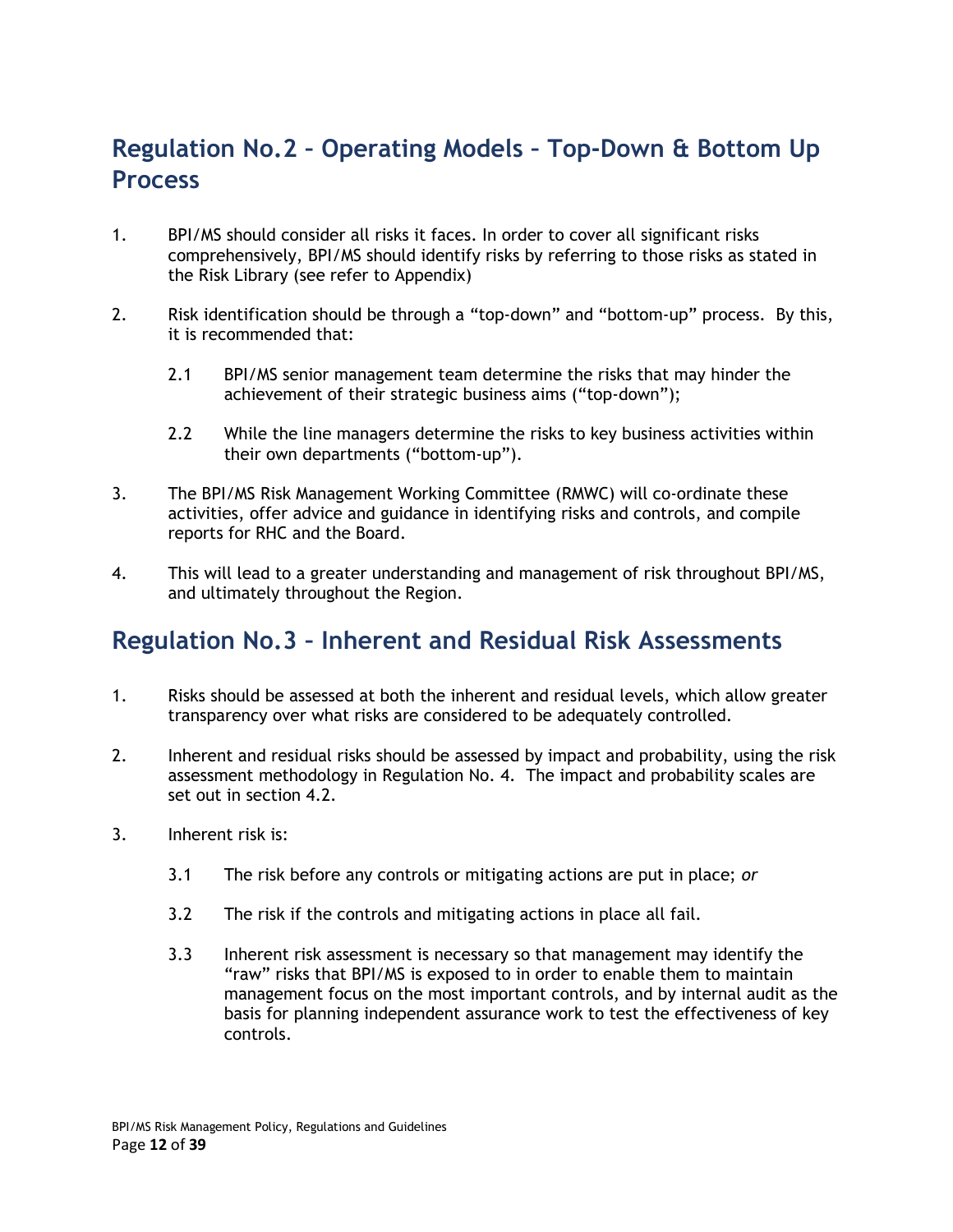## Regulation No.2 – Operating Models – Top-Down & Bottom Up Process

1. BPI/MS should consider all risks it faces. In order to cover all significant risks comprehensively, BPI/MS should identify risks by referring to those risks as stated in the Risk Library (see refer to Appendix)

2. Risk identification should be through a "top-down" and "bottom-up" process. By this, it is recommended that:

   2.1 BPI/MS senior management team determine the risks that may hinder the achievement of their strategic business aims ("top-down");

   2.2 While the line managers determine the risks to key business activities within their own departments ("bottom-up").

3. The BPI/MS Risk Management Working Committee (RMWC) will co-ordinate these activities, offer advice and guidance in identifying risks and controls, and compile reports for RHC and the Board.

4. This will lead to a greater understanding and management of risk throughout BPI/MS, and ultimately throughout the Region.

## Regulation No.3 – Inherent and Residual Risk Assessments

1. Risks should be assessed at both the inherent and residual levels, which allow greater transparency over what risks are considered to be adequately controlled.

2. Inherent and residual risks should be assessed by impact and probability, using the risk assessment methodology in Regulation No. 4. The impact and probability scales are set out in section 4.2.

3. Inherent risk is:

   3.1 The risk before any controls or mitigating actions are put in place; *or*

   3.2 The risk if the controls and mitigating actions in place all fail.

   3.3 Inherent risk assessment is necessary so that management may identify the "raw" risks that BPI/MS is exposed to in order to enable them to maintain management focus on the most important controls, and by internal audit as the basis for planning independent assurance work to test the effectiveness of key controls.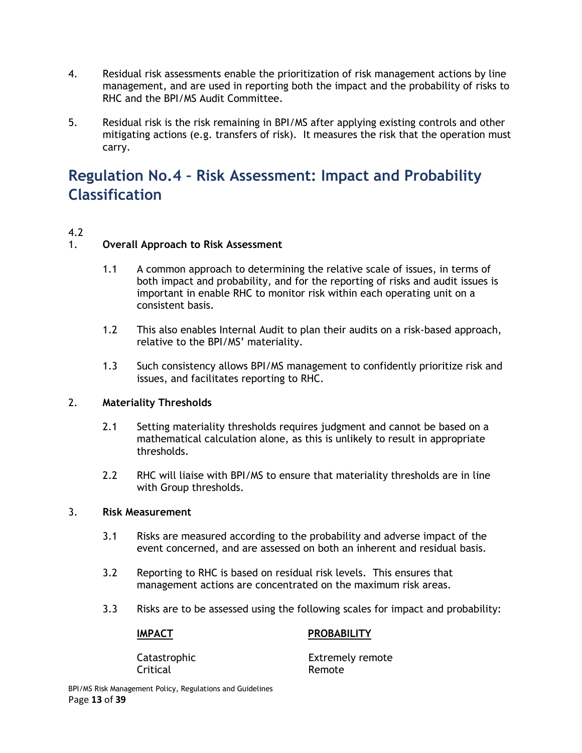4. Residual risk assessments enable the prioritization of risk management actions by line management, and are used in reporting both the impact and the probability of risks to RHC and the BPI/MS Audit Committee.

5. Residual risk is the risk remaining in BPI/MS after applying existing controls and other mitigating actions (e.g. transfers of risk). It measures the risk that the operation must carry.

## Regulation No.4 – Risk Assessment: Impact and Probability Classification

4.2

1. **Overall Approach to Risk Assessment**

    1.1 A common approach to determining the relative scale of issues, in terms of both impact and probability, and for the reporting of risks and audit issues is important in enable RHC to monitor risk within each operating unit on a consistent basis.

    1.2 This also enables Internal Audit to plan their audits on a risk-based approach, relative to the BPI/MS' materiality.

    1.3 Such consistency allows BPI/MS management to confidently prioritize risk and issues, and facilitates reporting to RHC.

2. **Materiality Thresholds**

    2.1 Setting materiality thresholds requires judgment and cannot be based on a mathematical calculation alone, as this is unlikely to result in appropriate thresholds.

    2.2 RHC will liaise with BPI/MS to ensure that materiality thresholds are in line with Group thresholds.

3. **Risk Measurement**

    3.1 Risks are measured according to the probability and adverse impact of the event concerned, and are assessed on both an inherent and residual basis.

    3.2 Reporting to RHC is based on residual risk levels. This ensures that management actions are concentrated on the maximum risk areas.

    3.3 Risks are to be assessed using the following scales for impact and probability:

| IMPACT | PROBABILITY |
|---|---|
| Catastrophic | Extremely remote |
| Critical | Remote |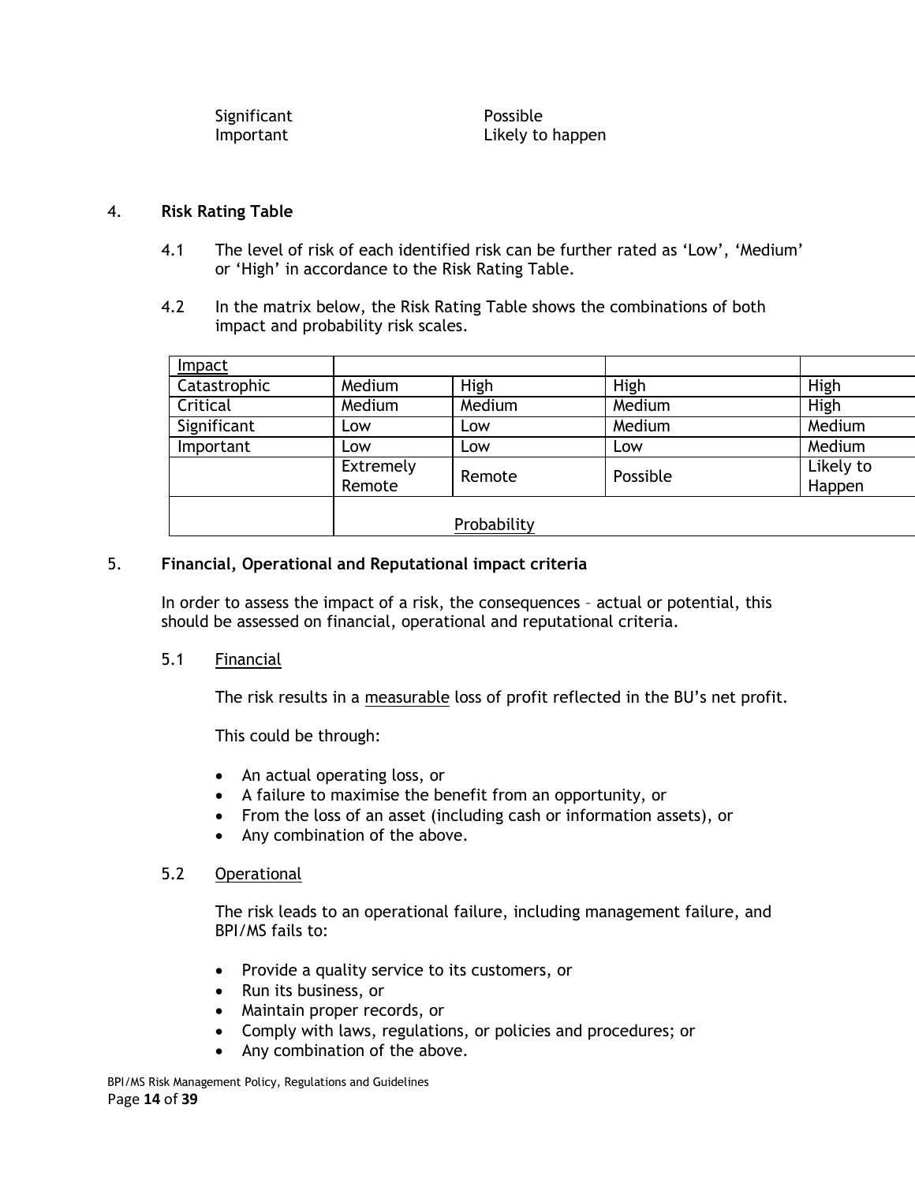| | |
|---|---|
| Significant | Possible |
| Important | Likely to happen |

4. **Risk Rating Table**

   4.1 The level of risk of each identified risk can be further rated as 'Low', 'Medium' or 'High' in accordance to the Risk Rating Table.

   4.2 In the matrix below, the Risk Rating Table shows the combinations of both impact and probability risk scales.

| Impact | | | | |
|---|---|---|---|---|
| Catastrophic | Medium | High | High | High |
| Critical | Medium | Medium | Medium | High |
| Significant | Low | Low | Medium | Medium |
| Important | Low | Low | Low | Medium |
| | Extremely Remote | Remote | Possible | Likely to Happen |
| | Probability | | | |

5. **Financial, Operational and Reputational impact criteria**

   In order to assess the impact of a risk, the consequences – actual or potential, this should be assessed on financial, operational and reputational criteria.

   5.1 Financial

   The risk results in a measurable loss of profit reflected in the BU's net profit.

   This could be through:

   - An actual operating loss, or
   - A failure to maximise the benefit from an opportunity, or
   - From the loss of an asset (including cash or information assets), or
   - Any combination of the above.

   5.2 Operational

   The risk leads to an operational failure, including management failure, and BPI/MS fails to:

   - Provide a quality service to its customers, or
   - Run its business, or
   - Maintain proper records, or
   - Comply with laws, regulations, or policies and procedures; or
   - Any combination of the above.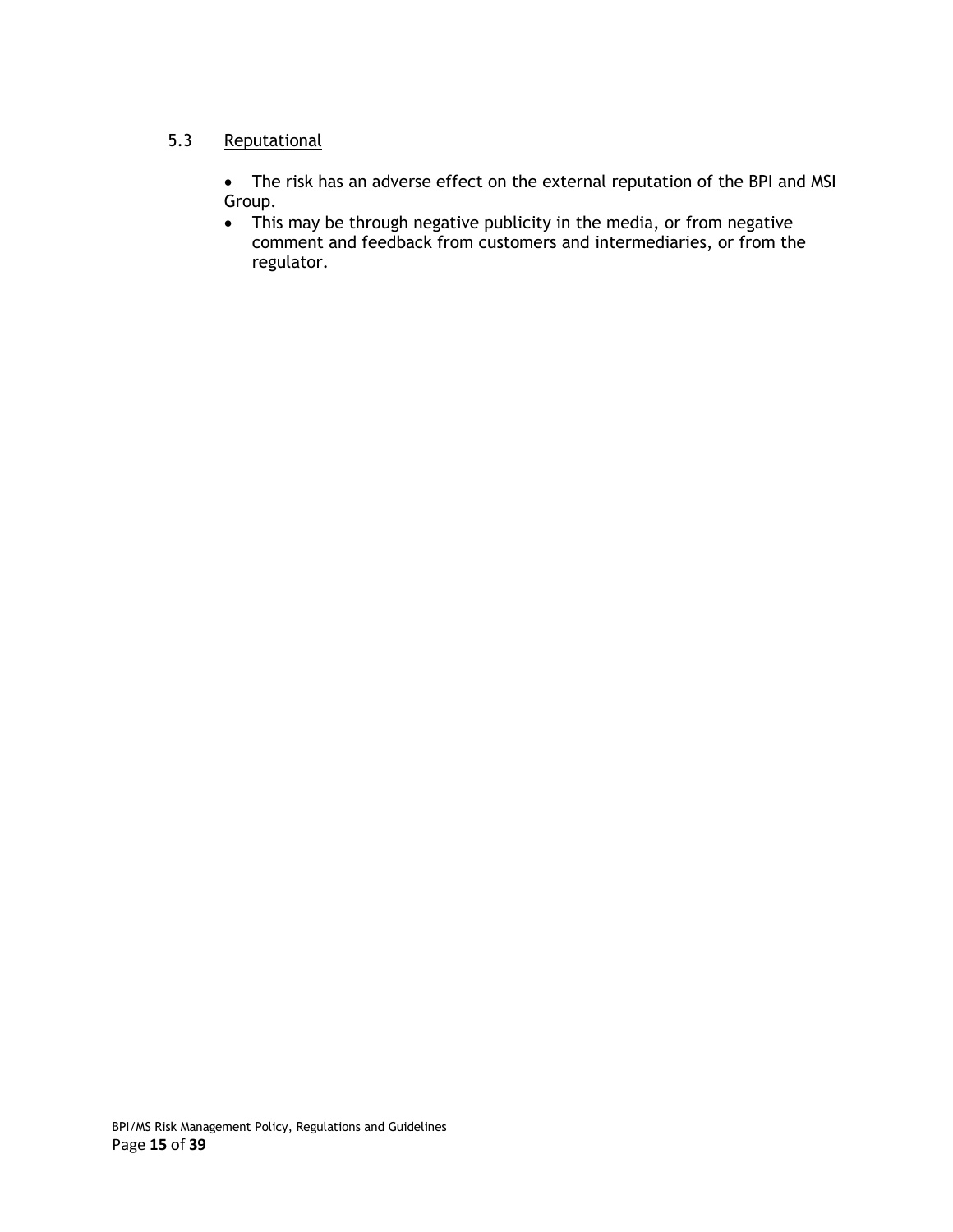### 5.3 Reputational

- The risk has an adverse effect on the external reputation of the BPI and MSI Group.
- This may be through negative publicity in the media, or from negative comment and feedback from customers and intermediaries, or from the regulator.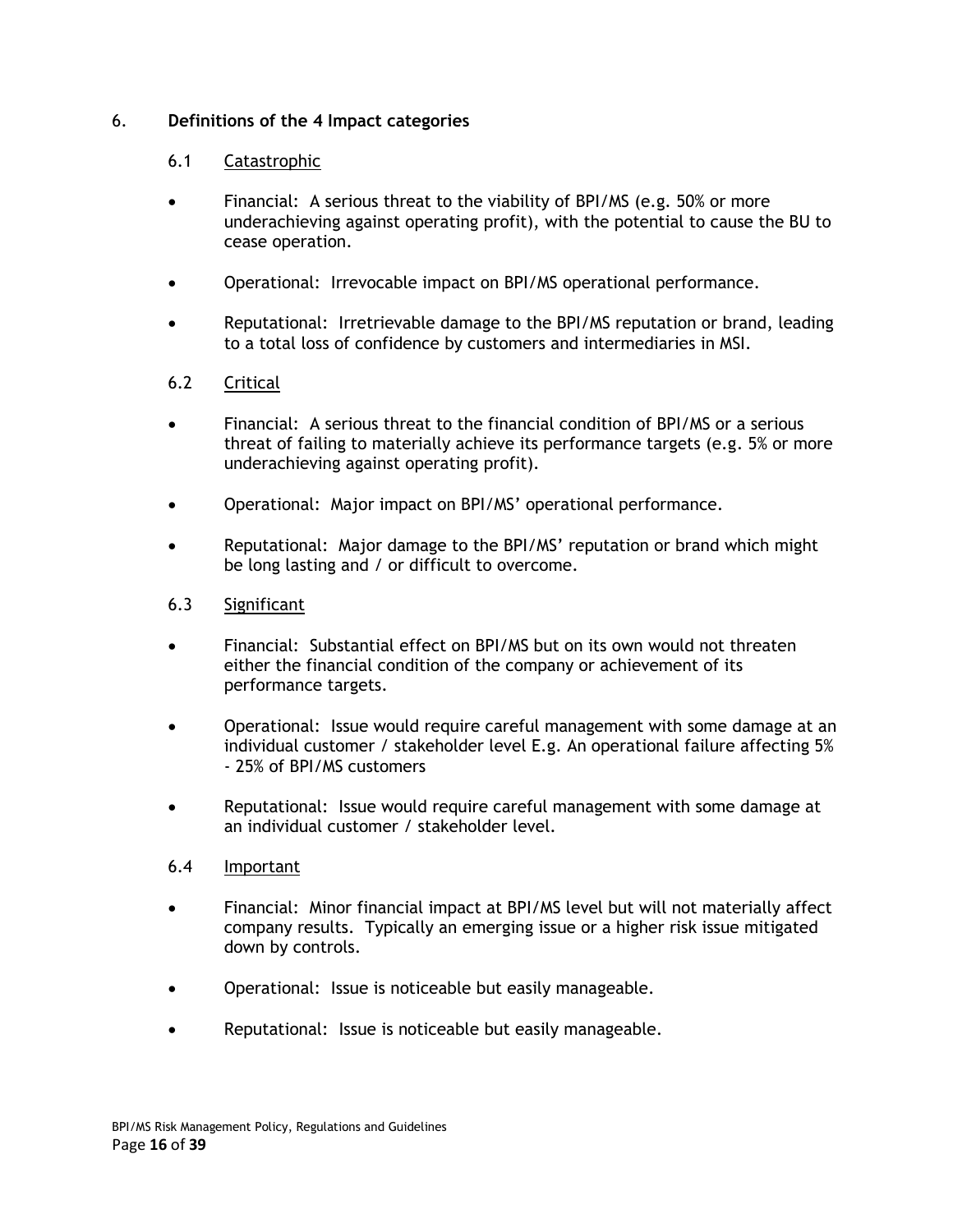## 6. Definitions of the 4 Impact categories

### 6.1 Catastrophic

- Financial: A serious threat to the viability of BPI/MS (e.g. 50% or more underachieving against operating profit), with the potential to cause the BU to cease operation.
- Operational: Irrevocable impact on BPI/MS operational performance.
- Reputational: Irretrievable damage to the BPI/MS reputation or brand, leading to a total loss of confidence by customers and intermediaries in MSI.

### 6.2 Critical

- Financial: A serious threat to the financial condition of BPI/MS or a serious threat of failing to materially achieve its performance targets (e.g. 5% or more underachieving against operating profit).
- Operational: Major impact on BPI/MS' operational performance.
- Reputational: Major damage to the BPI/MS' reputation or brand which might be long lasting and / or difficult to overcome.

### 6.3 Significant

- Financial: Substantial effect on BPI/MS but on its own would not threaten either the financial condition of the company or achievement of its performance targets.
- Operational: Issue would require careful management with some damage at an individual customer / stakeholder level E.g. An operational failure affecting 5% - 25% of BPI/MS customers
- Reputational: Issue would require careful management with some damage at an individual customer / stakeholder level.

### 6.4 Important

- Financial: Minor financial impact at BPI/MS level but will not materially affect company results. Typically an emerging issue or a higher risk issue mitigated down by controls.
- Operational: Issue is noticeable but easily manageable.
- Reputational: Issue is noticeable but easily manageable.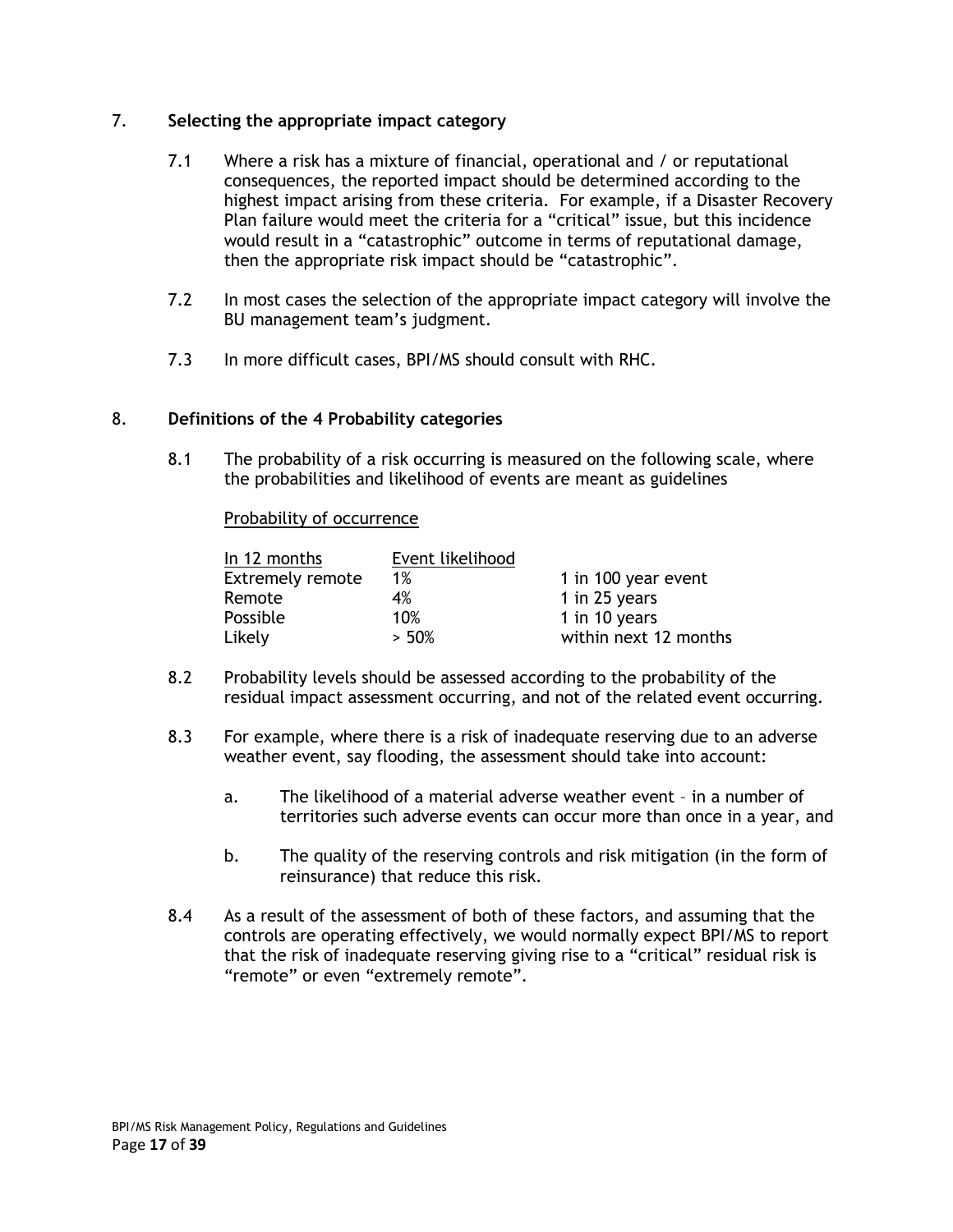## 7. Selecting the appropriate impact category

7.1 Where a risk has a mixture of financial, operational and / or reputational consequences, the reported impact should be determined according to the highest impact arising from these criteria. For example, if a Disaster Recovery Plan failure would meet the criteria for a “critical” issue, but this incidence would result in a “catastrophic” outcome in terms of reputational damage, then the appropriate risk impact should be “catastrophic”.

7.2 In most cases the selection of the appropriate impact category will involve the BU management team’s judgment.

7.3 In more difficult cases, BPI/MS should consult with RHC.

## 8. Definitions of the 4 Probability categories

8.1 The probability of a risk occurring is measured on the following scale, where the probabilities and likelihood of events are meant as guidelines

<u>Probability of occurrence</u>

| In 12 months | Event likelihood | |
|---|---|---|
| Extremely remote | 1% | 1 in 100 year event |
| Remote | 4% | 1 in 25 years |
| Possible | 10% | 1 in 10 years |
| Likely | > 50% | within next 12 months |

8.2 Probability levels should be assessed according to the probability of the residual impact assessment occurring, and not of the related event occurring.

8.3 For example, where there is a risk of inadequate reserving due to an adverse weather event, say flooding, the assessment should take into account:

a. The likelihood of a material adverse weather event – in a number of territories such adverse events can occur more than once in a year, and

b. The quality of the reserving controls and risk mitigation (in the form of reinsurance) that reduce this risk.

8.4 As a result of the assessment of both of these factors, and assuming that the controls are operating effectively, we would normally expect BPI/MS to report that the risk of inadequate reserving giving rise to a “critical” residual risk is “remote” or even “extremely remote”.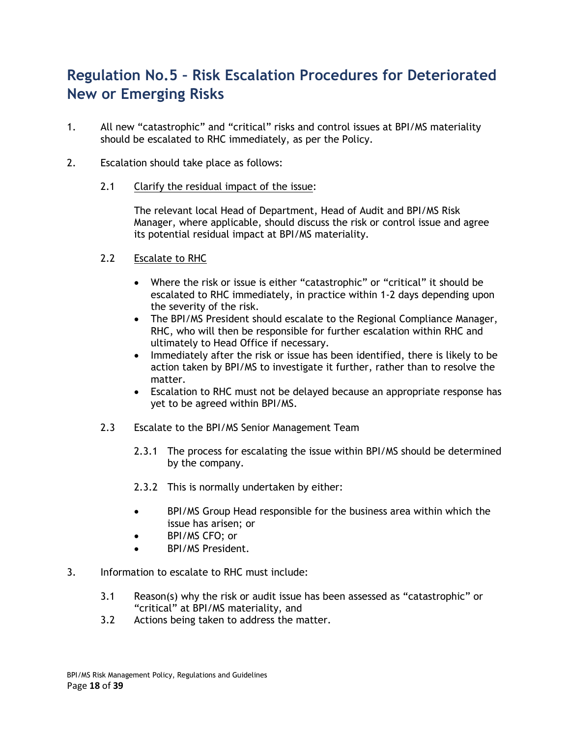## Regulation No.5 – Risk Escalation Procedures for Deteriorated New or Emerging Risks

1. All new "catastrophic" and "critical" risks and control issues at BPI/MS materiality should be escalated to RHC immediately, as per the Policy.

2. Escalation should take place as follows:

   2.1 Clarify the residual impact of the issue:

   The relevant local Head of Department, Head of Audit and BPI/MS Risk Manager, where applicable, should discuss the risk or control issue and agree its potential residual impact at BPI/MS materiality.

   2.2 Escalate to RHC

   - Where the risk or issue is either "catastrophic" or "critical" it should be escalated to RHC immediately, in practice within 1-2 days depending upon the severity of the risk.
   - The BPI/MS President should escalate to the Regional Compliance Manager, RHC, who will then be responsible for further escalation within RHC and ultimately to Head Office if necessary.
   - Immediately after the risk or issue has been identified, there is likely to be action taken by BPI/MS to investigate it further, rather than to resolve the matter.
   - Escalation to RHC must not be delayed because an appropriate response has yet to be agreed within BPI/MS.

   2.3 Escalate to the BPI/MS Senior Management Team

   2.3.1 The process for escalating the issue within BPI/MS should be determined by the company.

   2.3.2 This is normally undertaken by either:

   - BPI/MS Group Head responsible for the business area within which the issue has arisen; or
   - BPI/MS CFO; or
   - BPI/MS President.

3. Information to escalate to RHC must include:

   3.1 Reason(s) why the risk or audit issue has been assessed as "catastrophic" or "critical" at BPI/MS materiality, and

   3.2 Actions being taken to address the matter.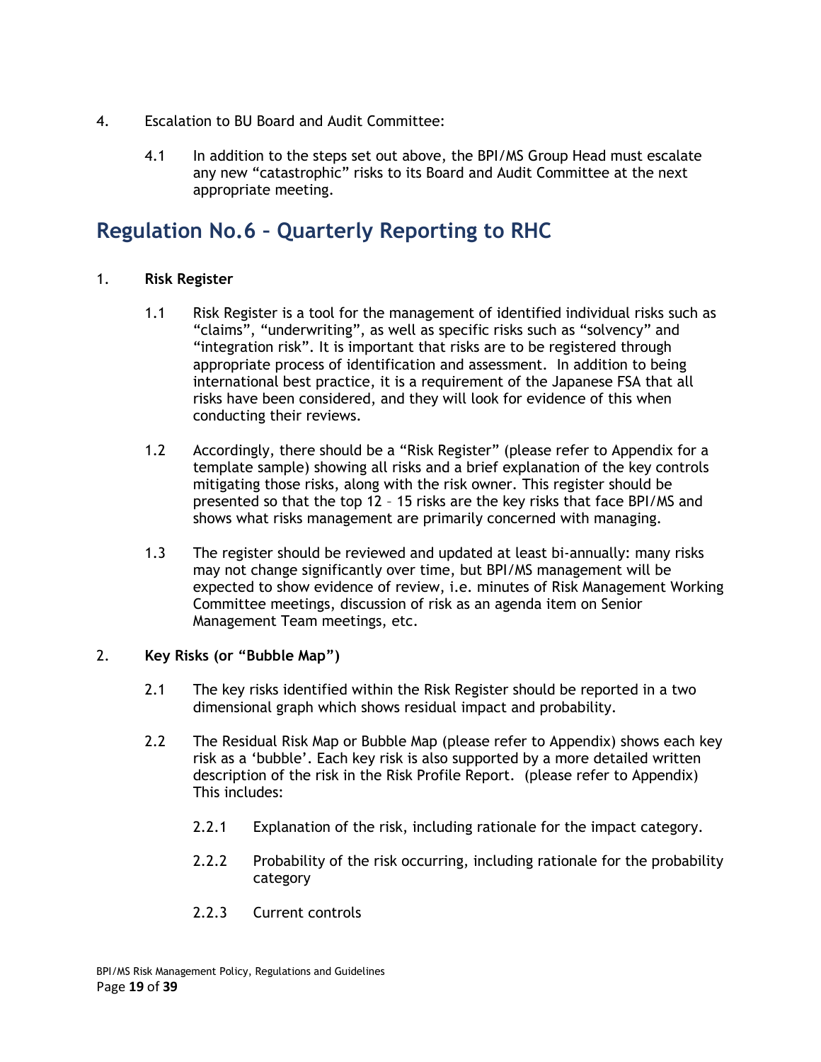4. Escalation to BU Board and Audit Committee:

    4.1 In addition to the steps set out above, the BPI/MS Group Head must escalate any new "catastrophic" risks to its Board and Audit Committee at the next appropriate meeting.

## Regulation No.6 – Quarterly Reporting to RHC

1. **Risk Register**

    1.1 Risk Register is a tool for the management of identified individual risks such as "claims", "underwriting", as well as specific risks such as "solvency" and "integration risk". It is important that risks are to be registered through appropriate process of identification and assessment. In addition to being international best practice, it is a requirement of the Japanese FSA that all risks have been considered, and they will look for evidence of this when conducting their reviews.

    1.2 Accordingly, there should be a "Risk Register" (please refer to Appendix for a template sample) showing all risks and a brief explanation of the key controls mitigating those risks, along with the risk owner. This register should be presented so that the top 12 – 15 risks are the key risks that face BPI/MS and shows what risks management are primarily concerned with managing.

    1.3 The register should be reviewed and updated at least bi-annually: many risks may not change significantly over time, but BPI/MS management will be expected to show evidence of review, i.e. minutes of Risk Management Working Committee meetings, discussion of risk as an agenda item on Senior Management Team meetings, etc.

2. **Key Risks (or "Bubble Map")**

    2.1 The key risks identified within the Risk Register should be reported in a two dimensional graph which shows residual impact and probability.

    2.2 The Residual Risk Map or Bubble Map (please refer to Appendix) shows each key risk as a 'bubble'. Each key risk is also supported by a more detailed written description of the risk in the Risk Profile Report. (please refer to Appendix) This includes:

        2.2.1 Explanation of the risk, including rationale for the impact category.

        2.2.2 Probability of the risk occurring, including rationale for the probability category

        2.2.3 Current controls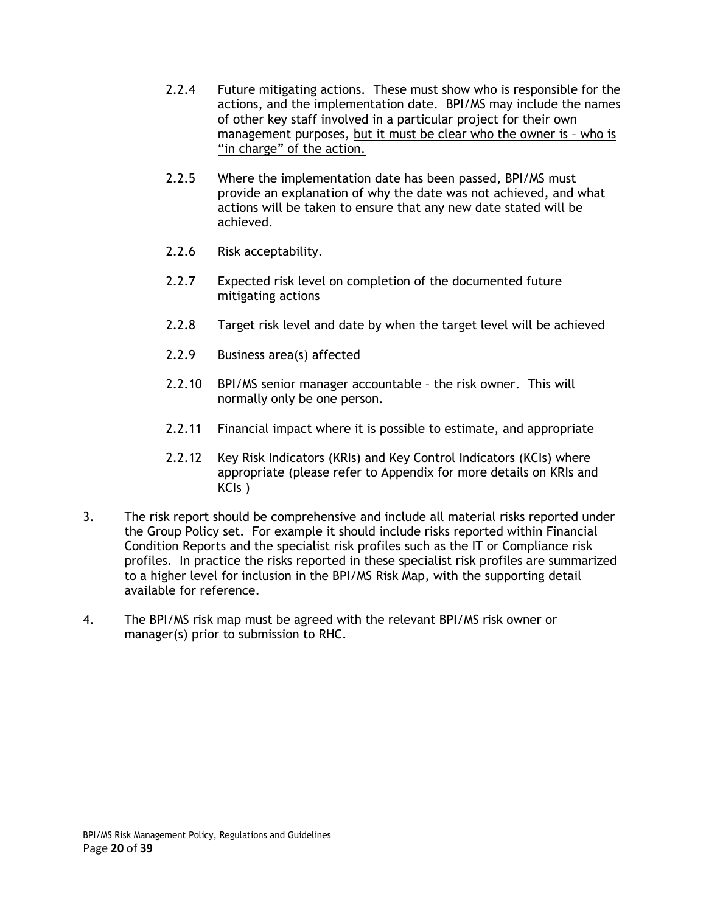2.2.4 Future mitigating actions. These must show who is responsible for the actions, and the implementation date. BPI/MS may include the names of other key staff involved in a particular project for their own management purposes, <u>but it must be clear who the owner is – who is "in charge" of the action.</u>

2.2.5 Where the implementation date has been passed, BPI/MS must provide an explanation of why the date was not achieved, and what actions will be taken to ensure that any new date stated will be achieved.

2.2.6 Risk acceptability.

2.2.7 Expected risk level on completion of the documented future mitigating actions

2.2.8 Target risk level and date by when the target level will be achieved

2.2.9 Business area(s) affected

2.2.10 BPI/MS senior manager accountable – the risk owner. This will normally only be one person.

2.2.11 Financial impact where it is possible to estimate, and appropriate

2.2.12 Key Risk Indicators (KRIs) and Key Control Indicators (KCIs) where appropriate (please refer to Appendix for more details on KRIs and KCIs )

3. The risk report should be comprehensive and include all material risks reported under the Group Policy set. For example it should include risks reported within Financial Condition Reports and the specialist risk profiles such as the IT or Compliance risk profiles. In practice the risks reported in these specialist risk profiles are summarized to a higher level for inclusion in the BPI/MS Risk Map, with the supporting detail available for reference.

4. The BPI/MS risk map must be agreed with the relevant BPI/MS risk owner or manager(s) prior to submission to RHC.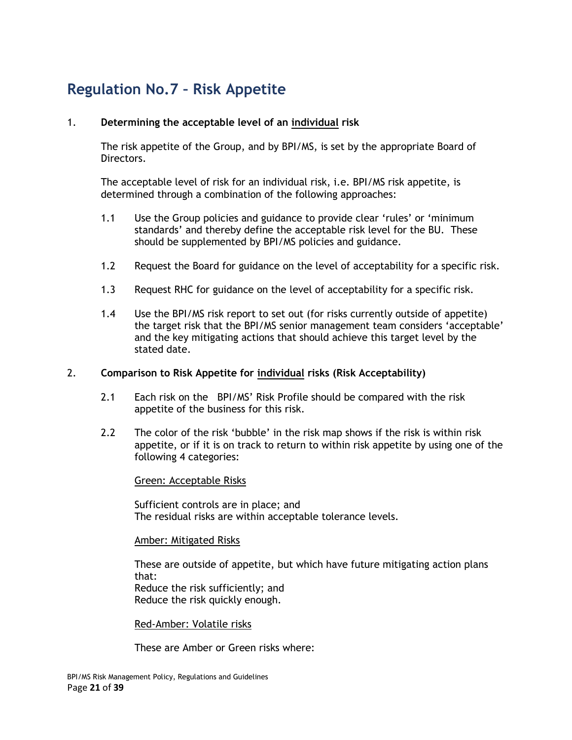# Regulation No.7 – Risk Appetite

1. **Determining the acceptable level of an <u>individual</u> risk**

   The risk appetite of the Group, and by BPI/MS, is set by the appropriate Board of Directors.

   The acceptable level of risk for an individual risk, i.e. BPI/MS risk appetite, is determined through a combination of the following approaches:

   1.1 Use the Group policies and guidance to provide clear 'rules' or 'minimum standards' and thereby define the acceptable risk level for the BU. These should be supplemented by BPI/MS policies and guidance.

   1.2 Request the Board for guidance on the level of acceptability for a specific risk.

   1.3 Request RHC for guidance on the level of acceptability for a specific risk.

   1.4 Use the BPI/MS risk report to set out (for risks currently outside of appetite) the target risk that the BPI/MS senior management team considers 'acceptable' and the key mitigating actions that should achieve this target level by the stated date.

2. **Comparison to Risk Appetite for <u>individual</u> risks (Risk Acceptability)**

   2.1 Each risk on the BPI/MS' Risk Profile should be compared with the risk appetite of the business for this risk.

   2.2 The color of the risk 'bubble' in the risk map shows if the risk is within risk appetite, or if it is on track to return to within risk appetite by using one of the following 4 categories:

   <u>Green: Acceptable Risks</u>

   Sufficient controls are in place; and
   The residual risks are within acceptable tolerance levels.

   <u>Amber: Mitigated Risks</u>

   These are outside of appetite, but which have future mitigating action plans that:
   Reduce the risk sufficiently; and
   Reduce the risk quickly enough.

   <u>Red-Amber: Volatile risks</u>

   These are Amber or Green risks where: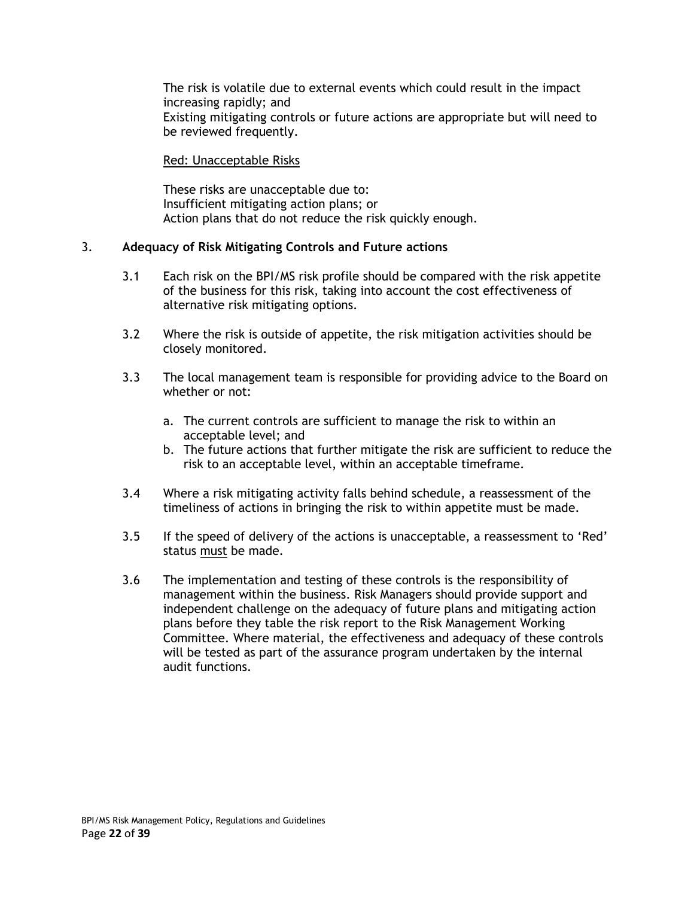The risk is volatile due to external events which could result in the impact increasing rapidly; and
Existing mitigating controls or future actions are appropriate but will need to be reviewed frequently.

<u>Red: Unacceptable Risks</u>

These risks are unacceptable due to:
Insufficient mitigating action plans; or
Action plans that do not reduce the risk quickly enough.

3. **Adequacy of Risk Mitigating Controls and Future actions**

3.1 Each risk on the BPI/MS risk profile should be compared with the risk appetite of the business for this risk, taking into account the cost effectiveness of alternative risk mitigating options.

3.2 Where the risk is outside of appetite, the risk mitigation activities should be closely monitored.

3.3 The local management team is responsible for providing advice to the Board on whether or not:

a. The current controls are sufficient to manage the risk to within an acceptable level; and
b. The future actions that further mitigate the risk are sufficient to reduce the risk to an acceptable level, within an acceptable timeframe.

3.4 Where a risk mitigating activity falls behind schedule, a reassessment of the timeliness of actions in bringing the risk to within appetite must be made.

3.5 If the speed of delivery of the actions is unacceptable, a reassessment to 'Red' status <u>must</u> be made.

3.6 The implementation and testing of these controls is the responsibility of management within the business. Risk Managers should provide support and independent challenge on the adequacy of future plans and mitigating action plans before they table the risk report to the Risk Management Working Committee. Where material, the effectiveness and adequacy of these controls will be tested as part of the assurance program undertaken by the internal audit functions.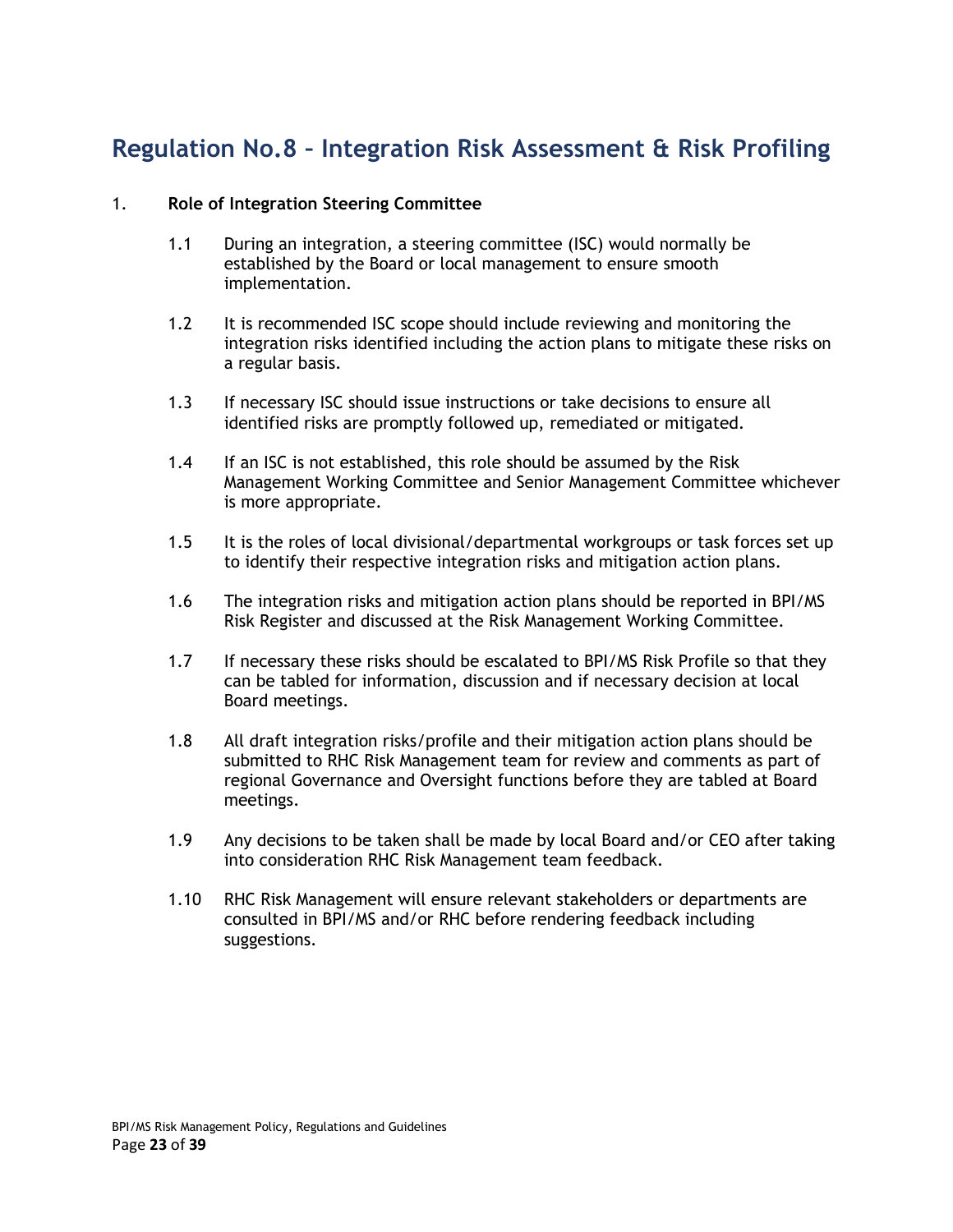# Regulation No.8 – Integration Risk Assessment & Risk Profiling

1. **Role of Integration Steering Committee**

   1.1 During an integration, a steering committee (ISC) would normally be established by the Board or local management to ensure smooth implementation.

   1.2 It is recommended ISC scope should include reviewing and monitoring the integration risks identified including the action plans to mitigate these risks on a regular basis.

   1.3 If necessary ISC should issue instructions or take decisions to ensure all identified risks are promptly followed up, remediated or mitigated.

   1.4 If an ISC is not established, this role should be assumed by the Risk Management Working Committee and Senior Management Committee whichever is more appropriate.

   1.5 It is the roles of local divisional/departmental workgroups or task forces set up to identify their respective integration risks and mitigation action plans.

   1.6 The integration risks and mitigation action plans should be reported in BPI/MS Risk Register and discussed at the Risk Management Working Committee.

   1.7 If necessary these risks should be escalated to BPI/MS Risk Profile so that they can be tabled for information, discussion and if necessary decision at local Board meetings.

   1.8 All draft integration risks/profile and their mitigation action plans should be submitted to RHC Risk Management team for review and comments as part of regional Governance and Oversight functions before they are tabled at Board meetings.

   1.9 Any decisions to be taken shall be made by local Board and/or CEO after taking into consideration RHC Risk Management team feedback.

   1.10 RHC Risk Management will ensure relevant stakeholders or departments are consulted in BPI/MS and/or RHC before rendering feedback including suggestions.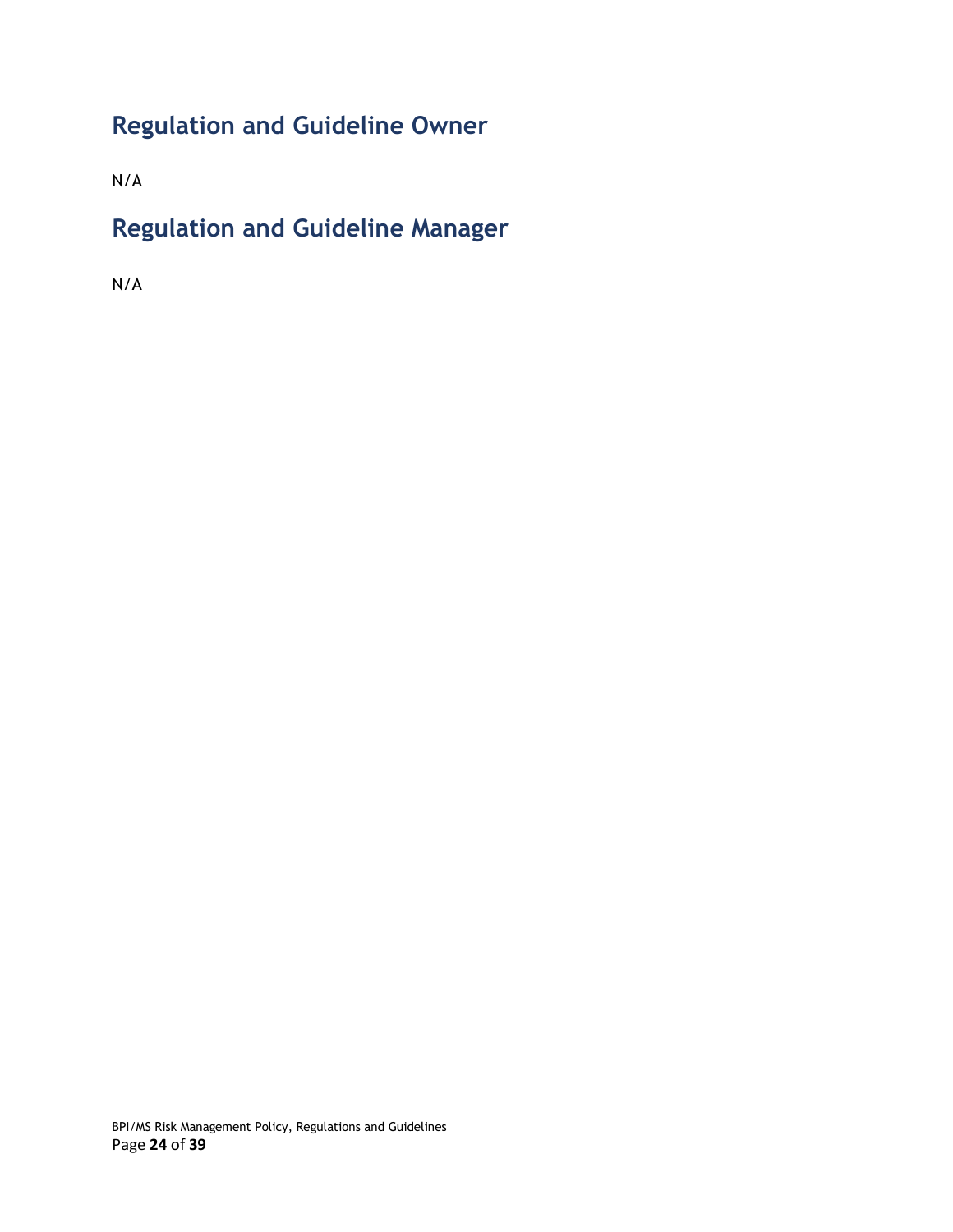## Regulation and Guideline Owner

N/A

## Regulation and Guideline Manager

N/A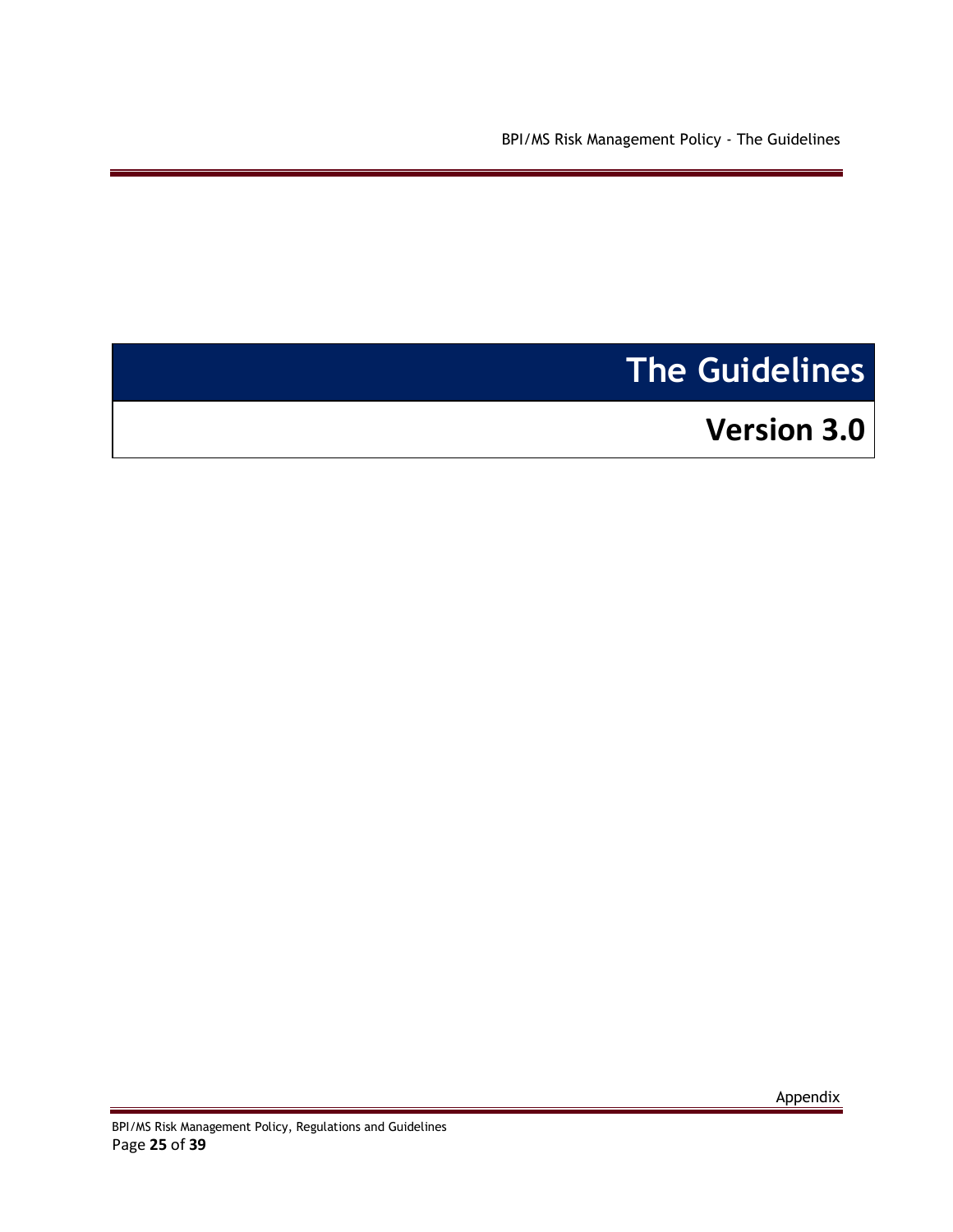# The Guidelines

## Version 3.0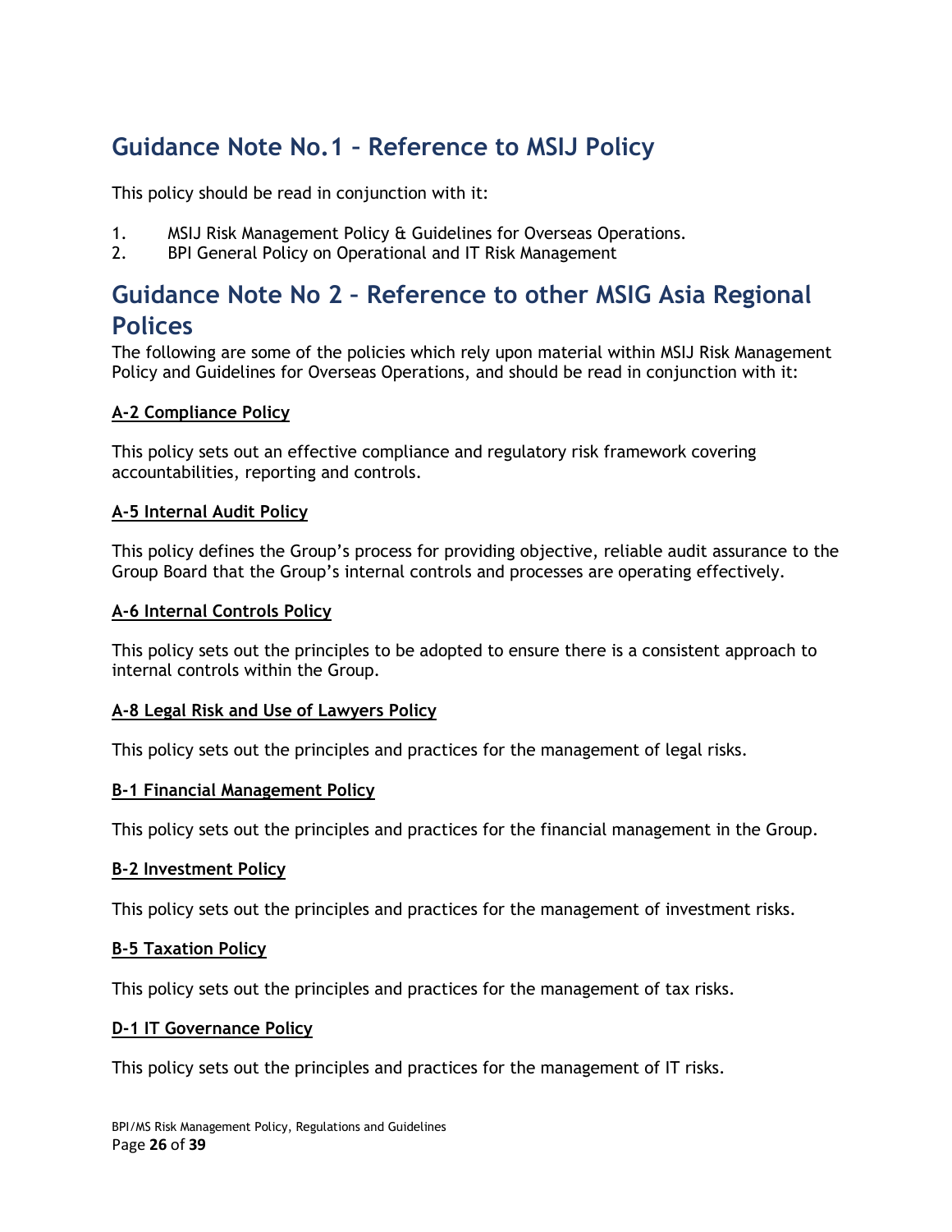## Guidance Note No.1 – Reference to MSIJ Policy

This policy should be read in conjunction with it:

1. MSIJ Risk Management Policy & Guidelines for Overseas Operations.
2. BPI General Policy on Operational and IT Risk Management

## Guidance Note No 2 – Reference to other MSIG Asia Regional Polices

The following are some of the policies which rely upon material within MSIJ Risk Management Policy and Guidelines for Overseas Operations, and should be read in conjunction with it:

**A-2 Compliance Policy**

This policy sets out an effective compliance and regulatory risk framework covering accountabilities, reporting and controls.

**A-5 Internal Audit Policy**

This policy defines the Group's process for providing objective, reliable audit assurance to the Group Board that the Group's internal controls and processes are operating effectively.

**A-6 Internal Controls Policy**

This policy sets out the principles to be adopted to ensure there is a consistent approach to internal controls within the Group.

**A-8 Legal Risk and Use of Lawyers Policy**

This policy sets out the principles and practices for the management of legal risks.

**B-1 Financial Management Policy**

This policy sets out the principles and practices for the financial management in the Group.

**B-2 Investment Policy**

This policy sets out the principles and practices for the management of investment risks.

**B-5 Taxation Policy**

This policy sets out the principles and practices for the management of tax risks.

**D-1 IT Governance Policy**

This policy sets out the principles and practices for the management of IT risks.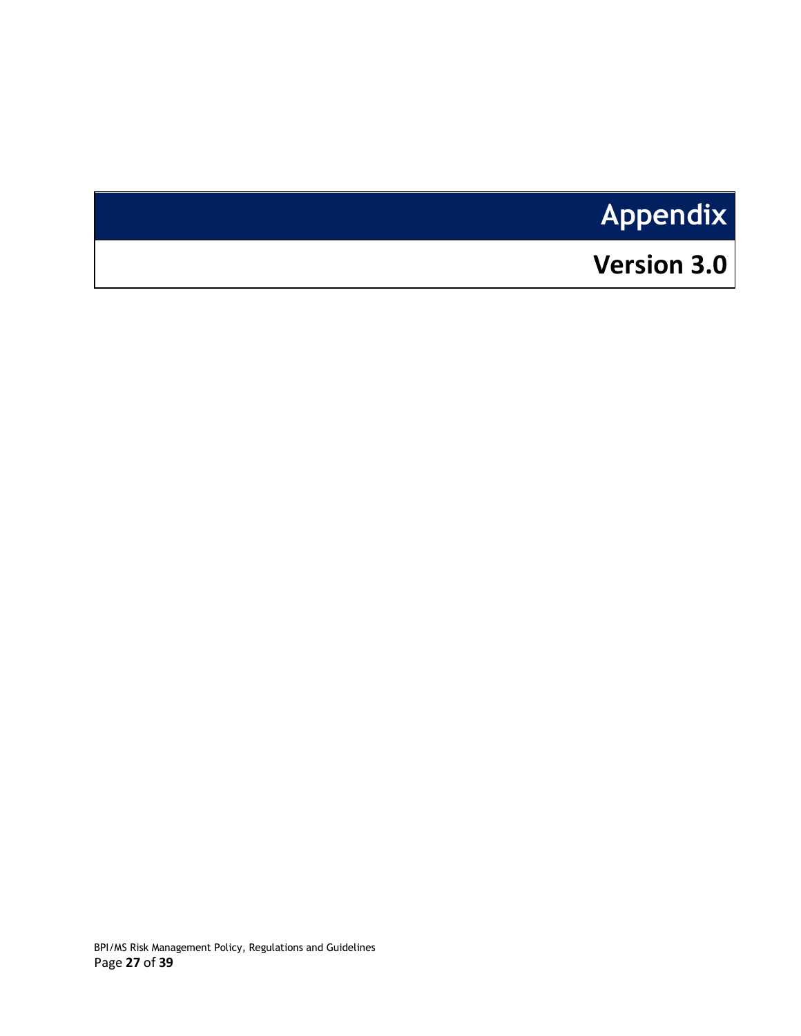# Appendix

## Version 3.0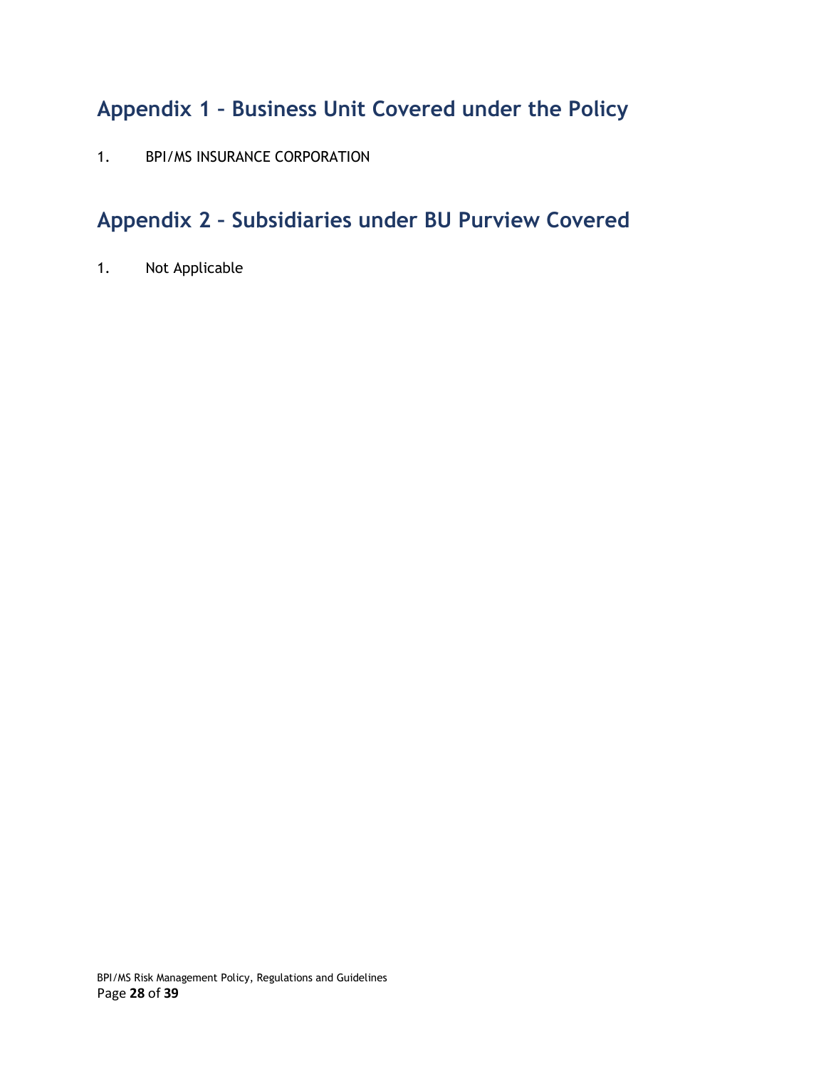## Appendix 1 – Business Unit Covered under the Policy

1. BPI/MS INSURANCE CORPORATION

## Appendix 2 – Subsidiaries under BU Purview Covered

1. Not Applicable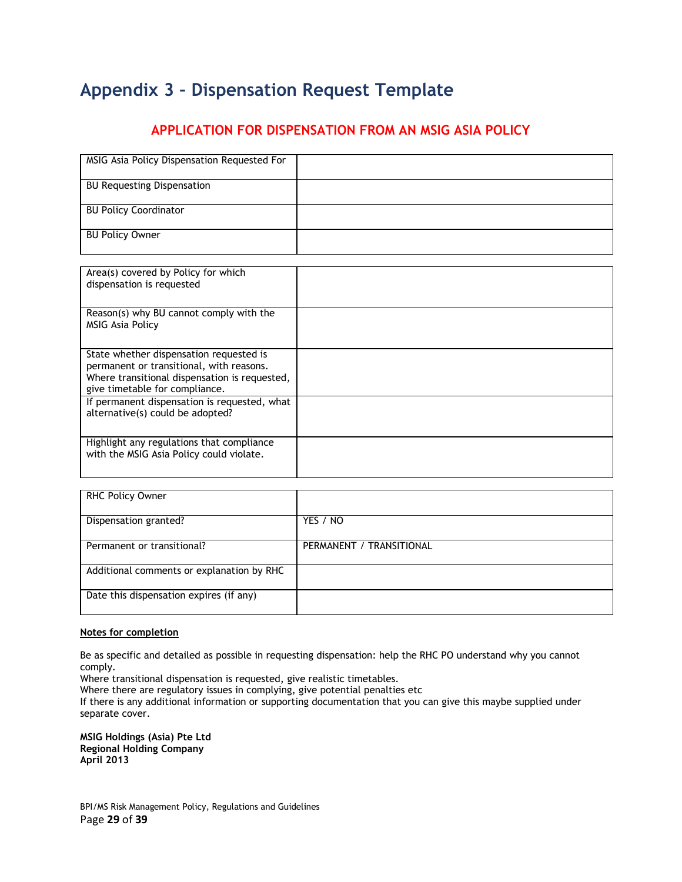# Appendix 3 – Dispensation Request Template

## APPLICATION FOR DISPENSATION FROM AN MSIG ASIA POLICY

| | |
|---|---|
| MSIG Asia Policy Dispensation Requested For | |
| BU Requesting Dispensation | |
| BU Policy Coordinator | |
| BU Policy Owner | |

| | |
|---|---|
| Area(s) covered by Policy for which dispensation is requested | |
| Reason(s) why BU cannot comply with the MSIG Asia Policy | |
| State whether dispensation requested is permanent or transitional, with reasons. Where transitional dispensation is requested, give timetable for compliance. | |
| If permanent dispensation is requested, what alternative(s) could be adopted? | |
| Highlight any regulations that compliance with the MSIG Asia Policy could violate. | |

| | |
|---|---|
| RHC Policy Owner | |
| Dispensation granted? | YES / NO |
| Permanent or transitional? | PERMANENT / TRANSITIONAL |
| Additional comments or explanation by RHC | |
| Date this dispensation expires (if any) | |

**Notes for completion**

Be as specific and detailed as possible in requesting dispensation: help the RHC PO understand why you cannot comply.
Where transitional dispensation is requested, give realistic timetables.
Where there are regulatory issues in complying, give potential penalties etc
If there is any additional information or supporting documentation that you can give this maybe supplied under separate cover.

**MSIG Holdings (Asia) Pte Ltd**
**Regional Holding Company**
**April 2013**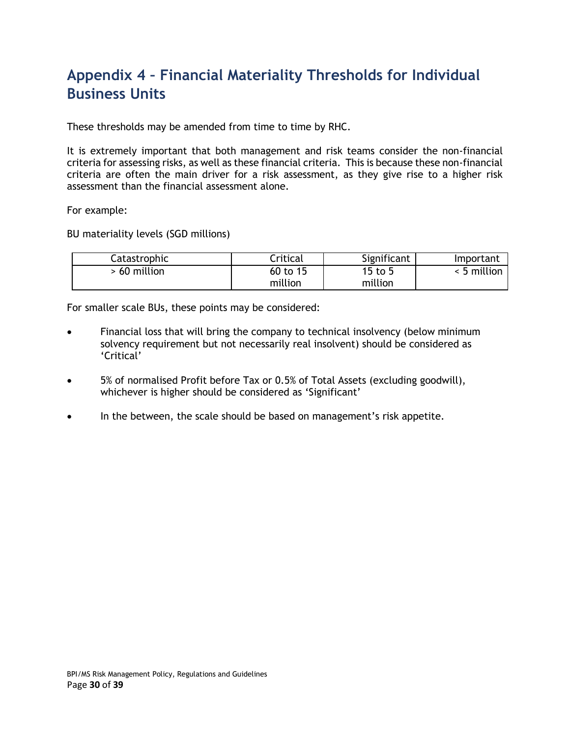# Appendix 4 – Financial Materiality Thresholds for Individual Business Units

These thresholds may be amended from time to time by RHC.

It is extremely important that both management and risk teams consider the non-financial criteria for assessing risks, as well as these financial criteria. This is because these non-financial criteria are often the main driver for a risk assessment, as they give rise to a higher risk assessment than the financial assessment alone.

For example:

BU materiality levels (SGD millions)

| Catastrophic | Critical | Significant | Important |
|---|---|---|---|
| > 60 million | 60 to 15 million | 15 to 5 million | < 5 million |

For smaller scale BUs, these points may be considered:

- Financial loss that will bring the company to technical insolvency (below minimum solvency requirement but not necessarily real insolvent) should be considered as 'Critical'
- 5% of normalised Profit before Tax or 0.5% of Total Assets (excluding goodwill), whichever is higher should be considered as 'Significant'
- In the between, the scale should be based on management's risk appetite.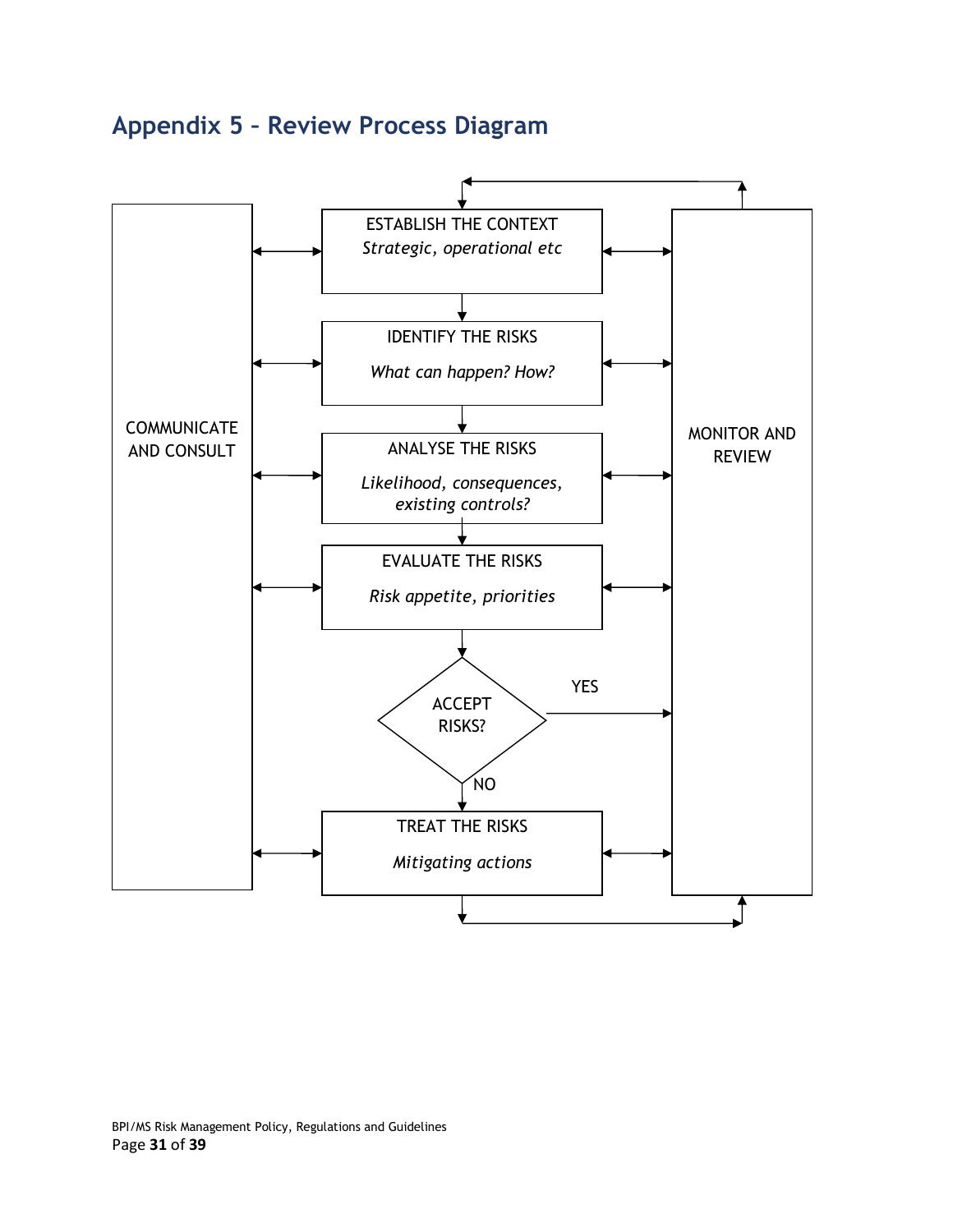## Appendix 5 – Review Process Diagram

COMMUNICATE AND CONSULT

ESTABLISH THE CONTEXT
*Strategic, operational etc*

IDENTIFY THE RISKS
*What can happen? How?*

ANALYSE THE RISKS
*Likelihood, consequences, existing controls?*

EVALUATE THE RISKS
*Risk appetite, priorities*

ACCEPT RISKS?

YES

NO

TREAT THE RISKS
*Mitigating actions*

MONITOR AND REVIEW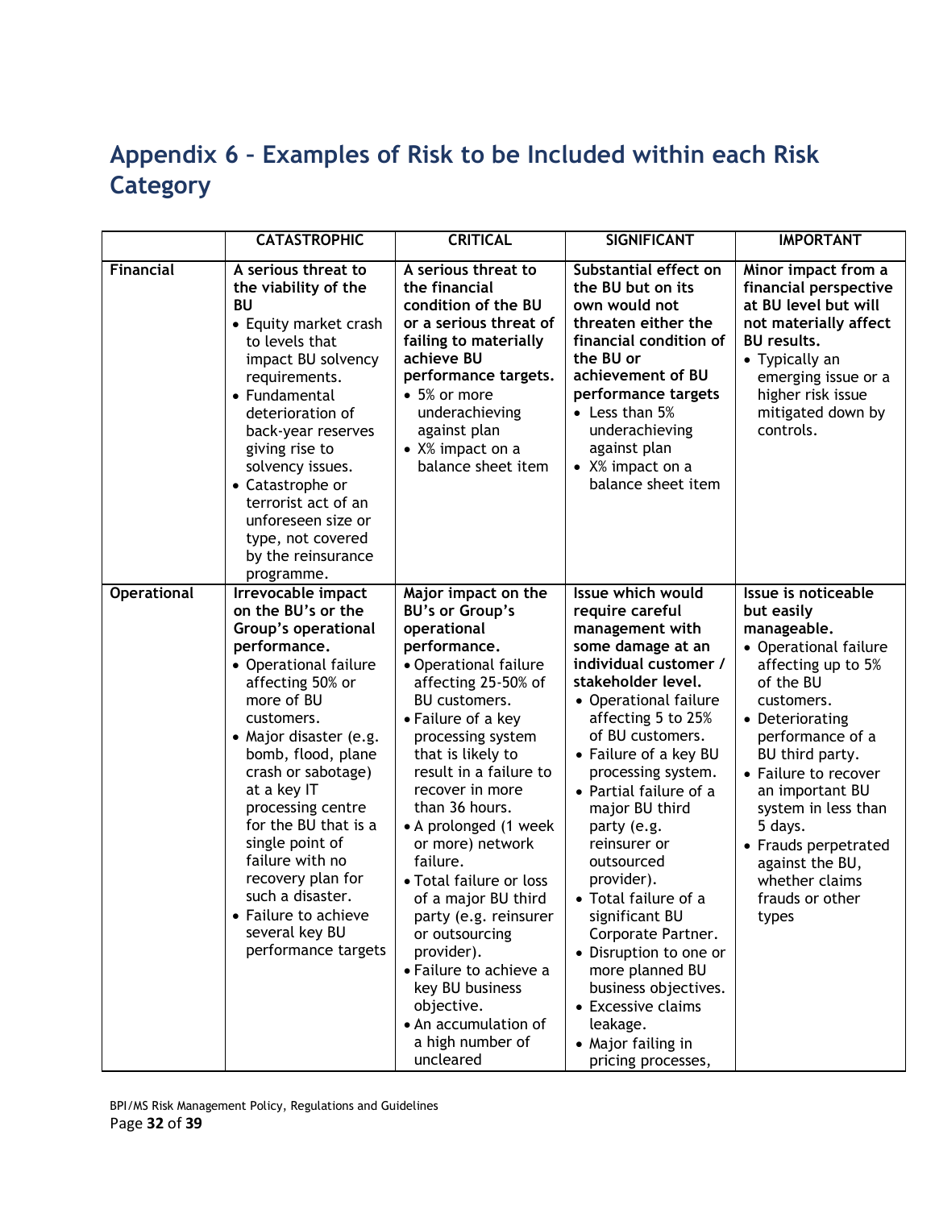# Appendix 6 – Examples of Risk to be Included within each Risk Category

| | CATASTROPHIC | CRITICAL | SIGNIFICANT | IMPORTANT |
|---|---|---|---|---|
| **Financial** | **A serious threat to the viability of the BU**<br>• Equity market crash to levels that impact BU solvency requirements.<br>• Fundamental deterioration of back-year reserves giving rise to solvency issues.<br>• Catastrophe or terrorist act of an unforeseen size or type, not covered by the reinsurance programme. | **A serious threat to the financial condition of the BU or a serious threat of failing to materially achieve BU performance targets.**<br>• 5% or more underachieving against plan<br>• X% impact on a balance sheet item | **Substantial effect on the BU but on its own would not threaten either the financial condition of the BU or achievement of BU performance targets**<br>• Less than 5% underachieving against plan<br>• X% impact on a balance sheet item | **Minor impact from a financial perspective at BU level but will not materially affect BU results.**<br>• Typically an emerging issue or a higher risk issue mitigated down by controls. |
| **Operational** | **Irrevocable impact on the BU's or the Group's operational performance.**<br>• Operational failure affecting 50% or more of BU customers.<br>• Major disaster (e.g. bomb, flood, plane crash or sabotage) at a key IT processing centre for the BU that is a single point of failure with no recovery plan for such a disaster.<br>• Failure to achieve several key BU performance targets | **Major impact on the BU's or Group's operational performance.**<br>• Operational failure affecting 25-50% of BU customers.<br>• Failure of a key processing system that is likely to result in a failure to recover in more than 36 hours.<br>• A prolonged (1 week or more) network failure.<br>• Total failure or loss of a major BU third party (e.g. reinsurer or outsourcing provider).<br>• Failure to achieve a key BU business objective.<br>• An accumulation of a high number of uncleared | **Issue which would require careful management with some damage at an individual customer / stakeholder level.**<br>• Operational failure affecting 5 to 25% of BU customers.<br>• Failure of a key BU processing system.<br>• Partial failure of a major BU third party (e.g. reinsurer or outsourced provider).<br>• Total failure of a significant BU Corporate Partner.<br>• Disruption to one or more planned BU business objectives.<br>• Excessive claims leakage.<br>• Major failing in pricing processes, | **Issue is noticeable but easily manageable.**<br>• Operational failure affecting up to 5% of the BU customers.<br>• Deteriorating performance of a BU third party.<br>• Failure to recover an important BU system in less than 5 days.<br>• Frauds perpetrated against the BU, whether claims frauds or other types |

BPI/MS Risk Management Policy, Regulations and Guidelines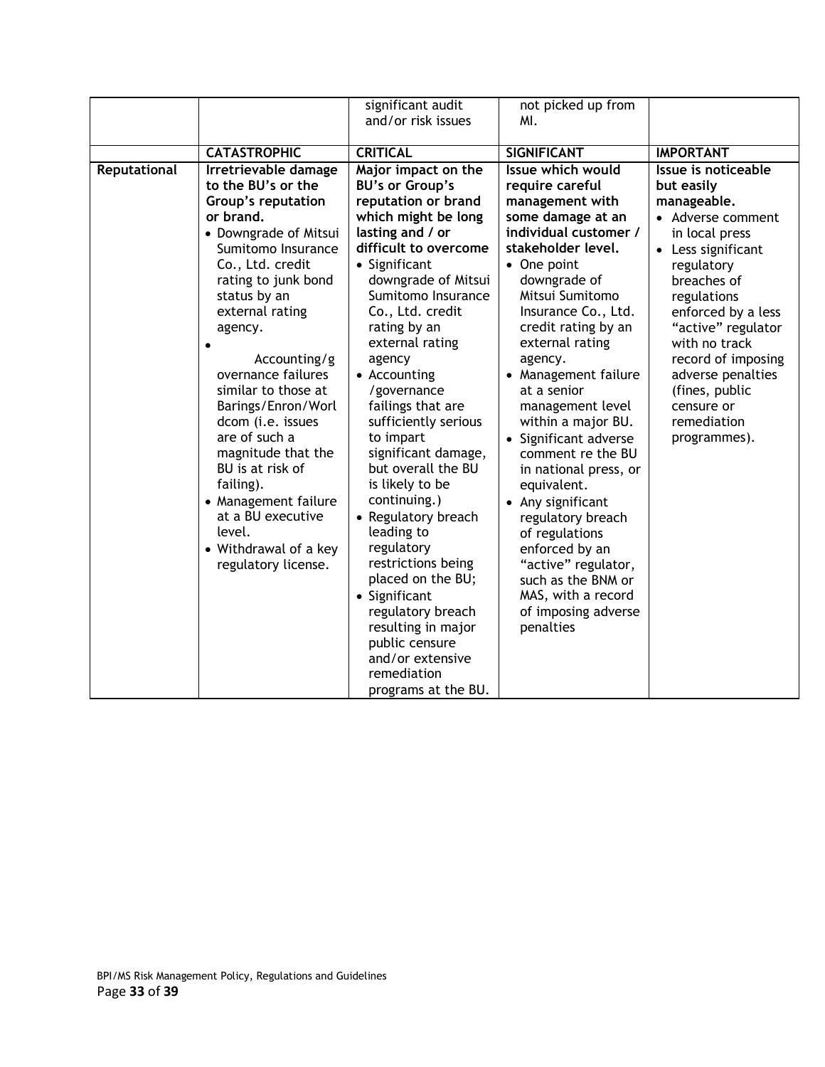| | | significant audit and/or risk issues | not picked up from MI. | |
|---|---|---|---|---|
| | **CATASTROPHIC** | **CRITICAL** | **SIGNIFICANT** | **IMPORTANT** |
| **Reputational** | **Irretrievable damage to the BU's or the Group's reputation or brand.**<br>• Downgrade of Mitsui Sumitomo Insurance Co., Ltd. credit rating to junk bond status by an external rating agency.<br>• Accounting/governance failures similar to those at Barings/Enron/Worldcom (i.e. issues are of such a magnitude that the BU is at risk of failing).<br>• Management failure at a BU executive level.<br>• Withdrawal of a key regulatory license. | **Major impact on the BU's or Group's reputation or brand which might be long lasting and / or difficult to overcome**<br>• Significant downgrade of Mitsui Sumitomo Insurance Co., Ltd. credit rating by an external rating agency<br>• Accounting /governance failings that are sufficiently serious to impart significant damage, but overall the BU is likely to be continuing.)<br>• Regulatory breach leading to regulatory restrictions being placed on the BU;<br>• Significant regulatory breach resulting in major public censure and/or extensive remediation programs at the BU. | **Issue which would require careful management with some damage at an individual customer / stakeholder level.**<br>• One point downgrade of Mitsui Sumitomo Insurance Co., Ltd. credit rating by an external rating agency.<br>• Management failure at a senior management level within a major BU.<br>• Significant adverse comment re the BU in national press, or equivalent.<br>• Any significant regulatory breach of regulations enforced by an "active" regulator, such as the BNM or MAS, with a record of imposing adverse penalties | **Issue is noticeable but easily manageable.**<br>• Adverse comment in local press<br>• Less significant regulatory breaches of regulations enforced by a less "active" regulator with no track record of imposing adverse penalties (fines, public censure or remediation programmes). |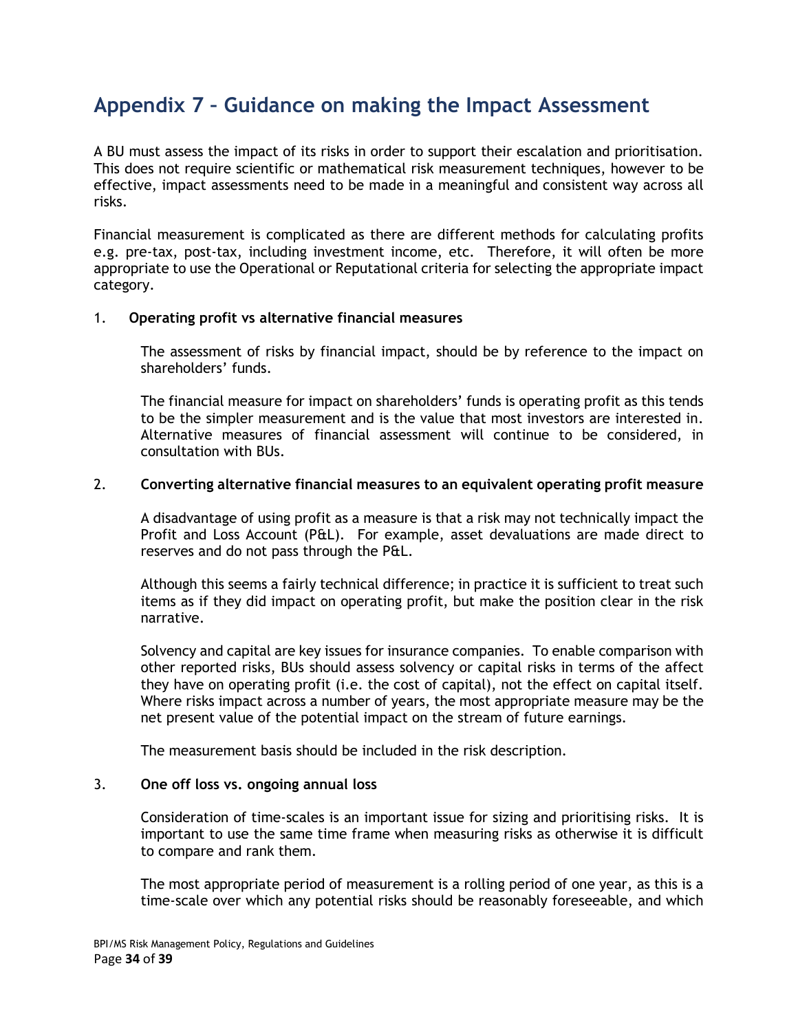# Appendix 7 – Guidance on making the Impact Assessment

A BU must assess the impact of its risks in order to support their escalation and prioritisation. This does not require scientific or mathematical risk measurement techniques, however to be effective, impact assessments need to be made in a meaningful and consistent way across all risks.

Financial measurement is complicated as there are different methods for calculating profits e.g. pre-tax, post-tax, including investment income, etc. Therefore, it will often be more appropriate to use the Operational or Reputational criteria for selecting the appropriate impact category.

1. **Operating profit vs alternative financial measures**

   The assessment of risks by financial impact, should be by reference to the impact on shareholders' funds.

   The financial measure for impact on shareholders' funds is operating profit as this tends to be the simpler measurement and is the value that most investors are interested in. Alternative measures of financial assessment will continue to be considered, in consultation with BUs.

2. **Converting alternative financial measures to an equivalent operating profit measure**

   A disadvantage of using profit as a measure is that a risk may not technically impact the Profit and Loss Account (P&L). For example, asset devaluations are made direct to reserves and do not pass through the P&L.

   Although this seems a fairly technical difference; in practice it is sufficient to treat such items as if they did impact on operating profit, but make the position clear in the risk narrative.

   Solvency and capital are key issues for insurance companies. To enable comparison with other reported risks, BUs should assess solvency or capital risks in terms of the affect they have on operating profit (i.e. the cost of capital), not the effect on capital itself. Where risks impact across a number of years, the most appropriate measure may be the net present value of the potential impact on the stream of future earnings.

   The measurement basis should be included in the risk description.

3. **One off loss vs. ongoing annual loss**

   Consideration of time-scales is an important issue for sizing and prioritising risks. It is important to use the same time frame when measuring risks as otherwise it is difficult to compare and rank them.

   The most appropriate period of measurement is a rolling period of one year, as this is a time-scale over which any potential risks should be reasonably foreseeable, and which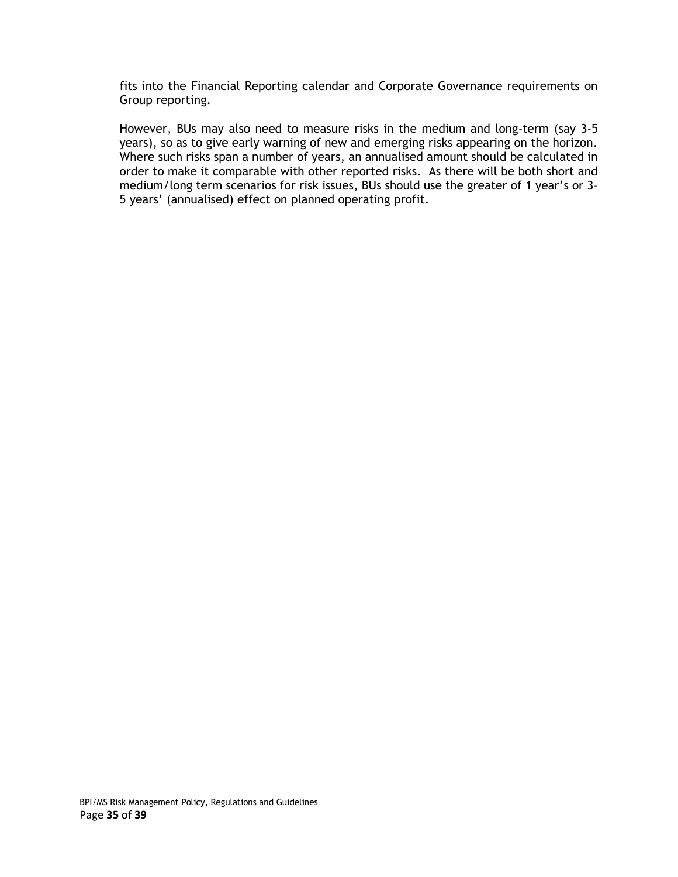fits into the Financial Reporting calendar and Corporate Governance requirements on Group reporting.

However, BUs may also need to measure risks in the medium and long-term (say 3-5 years), so as to give early warning of new and emerging risks appearing on the horizon. Where such risks span a number of years, an annualised amount should be calculated in order to make it comparable with other reported risks. As there will be both short and medium/long term scenarios for risk issues, BUs should use the greater of 1 year's or 3-5 years' (annualised) effect on planned operating profit.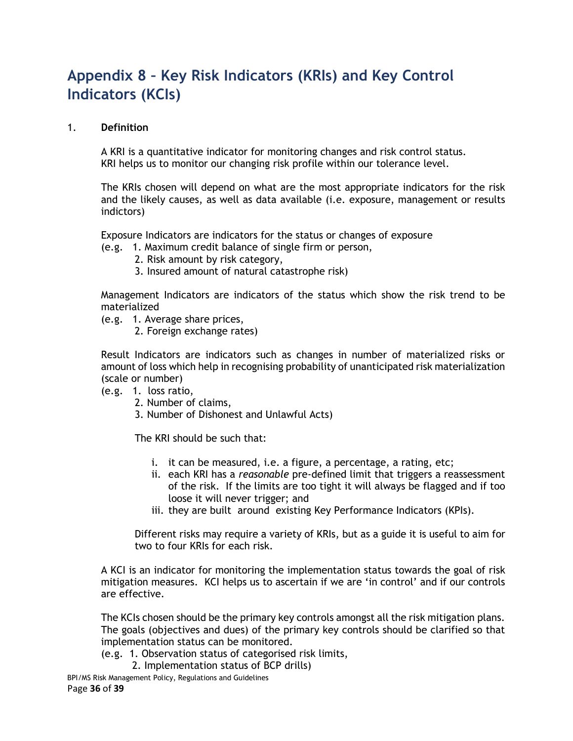# Appendix 8 – Key Risk Indicators (KRIs) and Key Control Indicators (KCIs)

1. **Definition**

A KRI is a quantitative indicator for monitoring changes and risk control status. KRI helps us to monitor our changing risk profile within our tolerance level.

The KRIs chosen will depend on what are the most appropriate indicators for the risk and the likely causes, as well as data available (i.e. exposure, management or results indictors)

Exposure Indicators are indicators for the status or changes of exposure
(e.g. 1. Maximum credit balance of single firm or person,
2. Risk amount by risk category,
3. Insured amount of natural catastrophe risk)

Management Indicators are indicators of the status which show the risk trend to be materialized
(e.g. 1. Average share prices,
2. Foreign exchange rates)

Result Indicators are indicators such as changes in number of materialized risks or amount of loss which help in recognising probability of unanticipated risk materialization (scale or number)
(e.g. 1. loss ratio,
2. Number of claims,
3. Number of Dishonest and Unlawful Acts)

The KRI should be such that:

i. it can be measured, i.e. a figure, a percentage, a rating, etc;
ii. each KRI has a *reasonable* pre-defined limit that triggers a reassessment of the risk. If the limits are too tight it will always be flagged and if too loose it will never trigger; and
iii. they are built around existing Key Performance Indicators (KPIs).

Different risks may require a variety of KRIs, but as a guide it is useful to aim for two to four KRIs for each risk.

A KCI is an indicator for monitoring the implementation status towards the goal of risk mitigation measures. KCI helps us to ascertain if we are 'in control' and if our controls are effective.

The KCIs chosen should be the primary key controls amongst all the risk mitigation plans. The goals (objectives and dues) of the primary key controls should be clarified so that implementation status can be monitored.
(e.g. 1. Observation status of categorised risk limits,
2. Implementation status of BCP drills)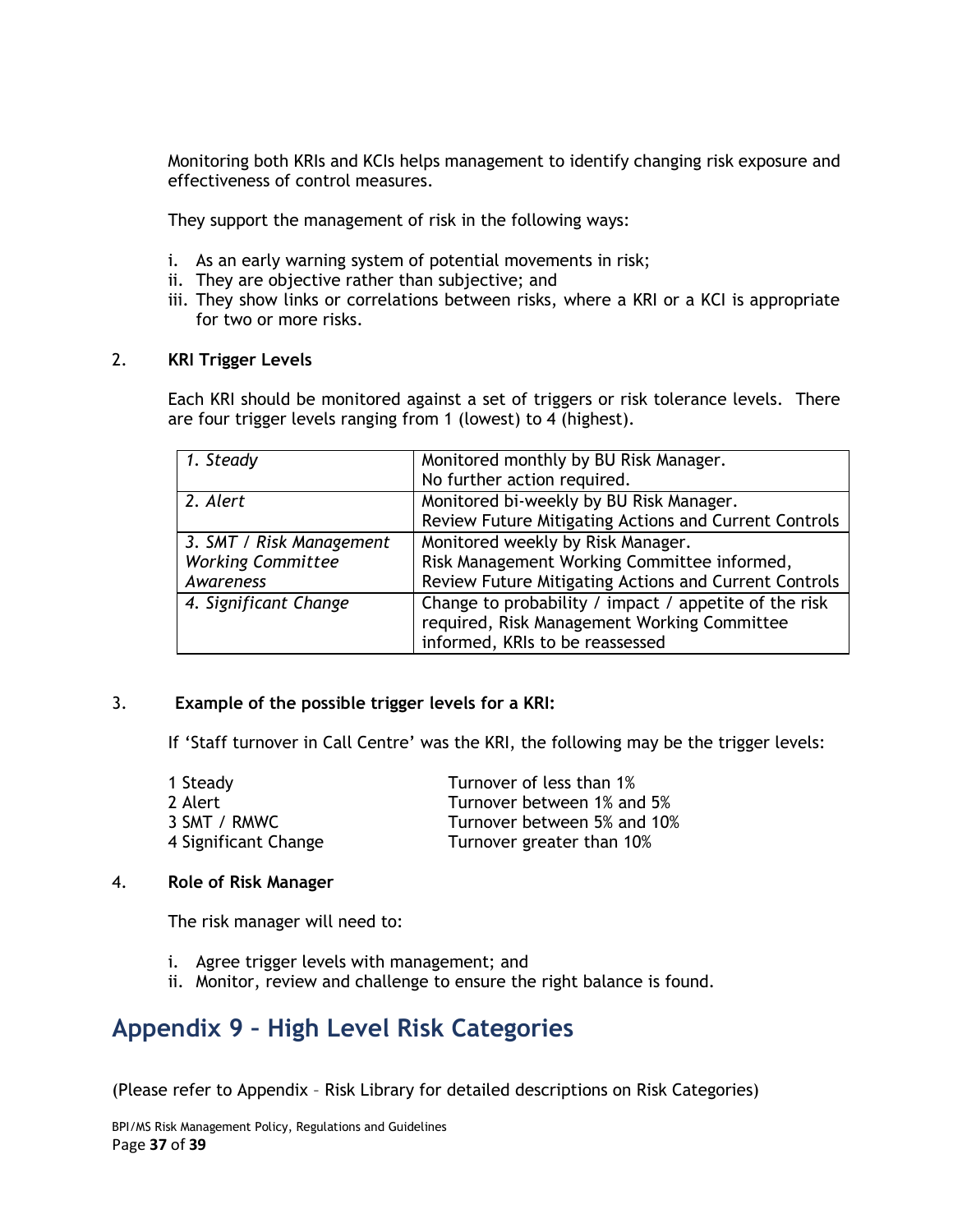Monitoring both KRIs and KCIs helps management to identify changing risk exposure and effectiveness of control measures.

They support the management of risk in the following ways:

i. As an early warning system of potential movements in risk;
ii. They are objective rather than subjective; and
iii. They show links or correlations between risks, where a KRI or a KCI is appropriate for two or more risks.

2. **KRI Trigger Levels**

Each KRI should be monitored against a set of triggers or risk tolerance levels. There are four trigger levels ranging from 1 (lowest) to 4 (highest).

| | |
|---|---|
| *1. Steady* | Monitored monthly by BU Risk Manager.<br>No further action required. |
| *2. Alert* | Monitored bi-weekly by BU Risk Manager.<br>Review Future Mitigating Actions and Current Controls |
| *3. SMT / Risk Management Working Committee Awareness* | Monitored weekly by Risk Manager.<br>Risk Management Working Committee informed,<br>Review Future Mitigating Actions and Current Controls |
| *4. Significant Change* | Change to probability / impact / appetite of the risk required, Risk Management Working Committee informed, KRIs to be reassessed |

3. **Example of the possible trigger levels for a KRI:**

If 'Staff turnover in Call Centre' was the KRI, the following may be the trigger levels:

| | |
|---|---|
| 1 Steady | Turnover of less than 1% |
| 2 Alert | Turnover between 1% and 5% |
| 3 SMT / RMWC | Turnover between 5% and 10% |
| 4 Significant Change | Turnover greater than 10% |

4. **Role of Risk Manager**

The risk manager will need to:

i. Agree trigger levels with management; and
ii. Monitor, review and challenge to ensure the right balance is found.

# Appendix 9 – High Level Risk Categories

(Please refer to Appendix – Risk Library for detailed descriptions on Risk Categories)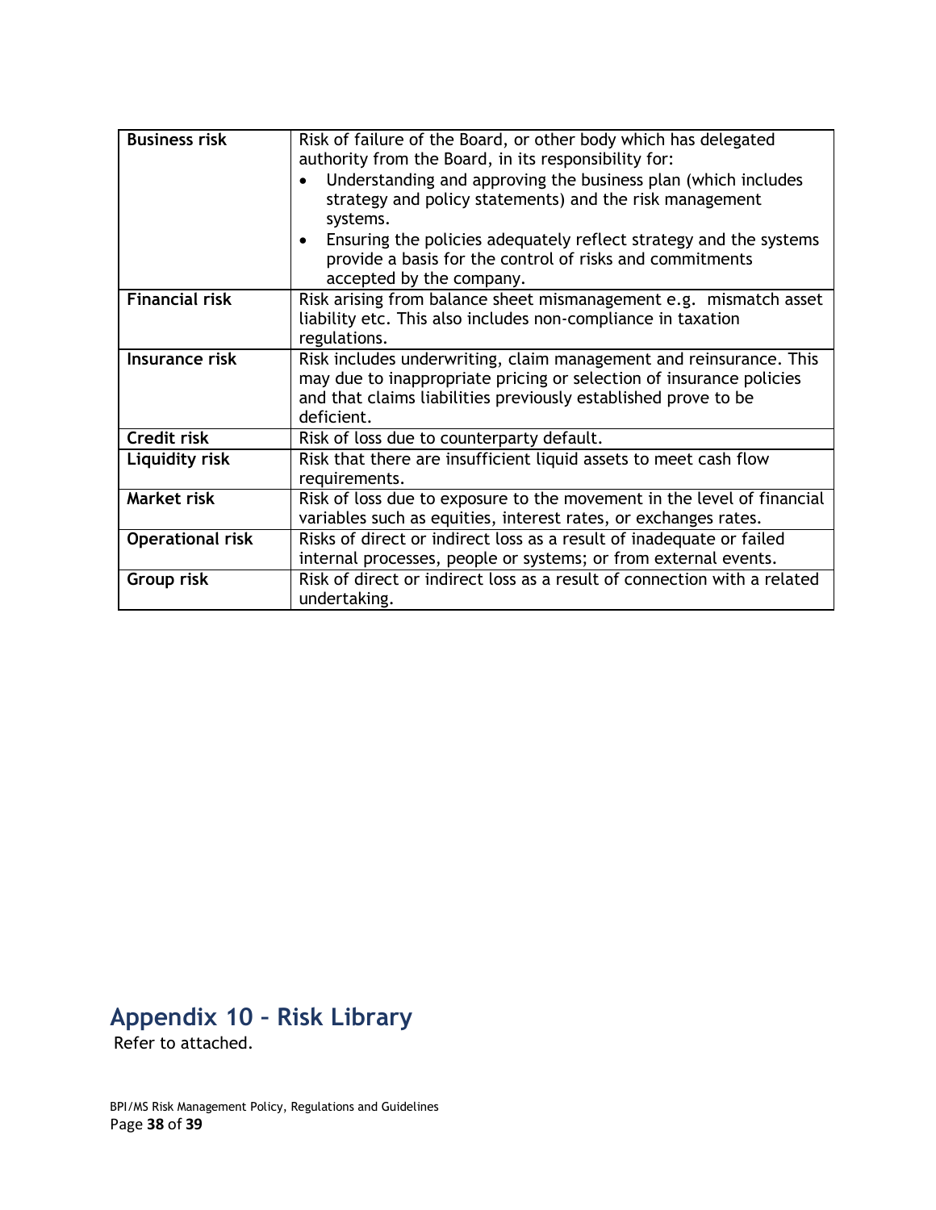| | |
|---|---|
| **Business risk** | Risk of failure of the Board, or other body which has delegated authority from the Board, in its responsibility for:<br>• Understanding and approving the business plan (which includes strategy and policy statements) and the risk management systems.<br>• Ensuring the policies adequately reflect strategy and the systems provide a basis for the control of risks and commitments accepted by the company. |
| **Financial risk** | Risk arising from balance sheet mismanagement e.g. mismatch asset liability etc. This also includes non-compliance in taxation regulations. |
| **Insurance risk** | Risk includes underwriting, claim management and reinsurance. This may due to inappropriate pricing or selection of insurance policies and that claims liabilities previously established prove to be deficient. |
| **Credit risk** | Risk of loss due to counterparty default. |
| **Liquidity risk** | Risk that there are insufficient liquid assets to meet cash flow requirements. |
| **Market risk** | Risk of loss due to exposure to the movement in the level of financial variables such as equities, interest rates, or exchanges rates. |
| **Operational risk** | Risks of direct or indirect loss as a result of inadequate or failed internal processes, people or systems; or from external events. |
| **Group risk** | Risk of direct or indirect loss as a result of connection with a related undertaking. |

# Appendix 10 – Risk Library

Refer to attached.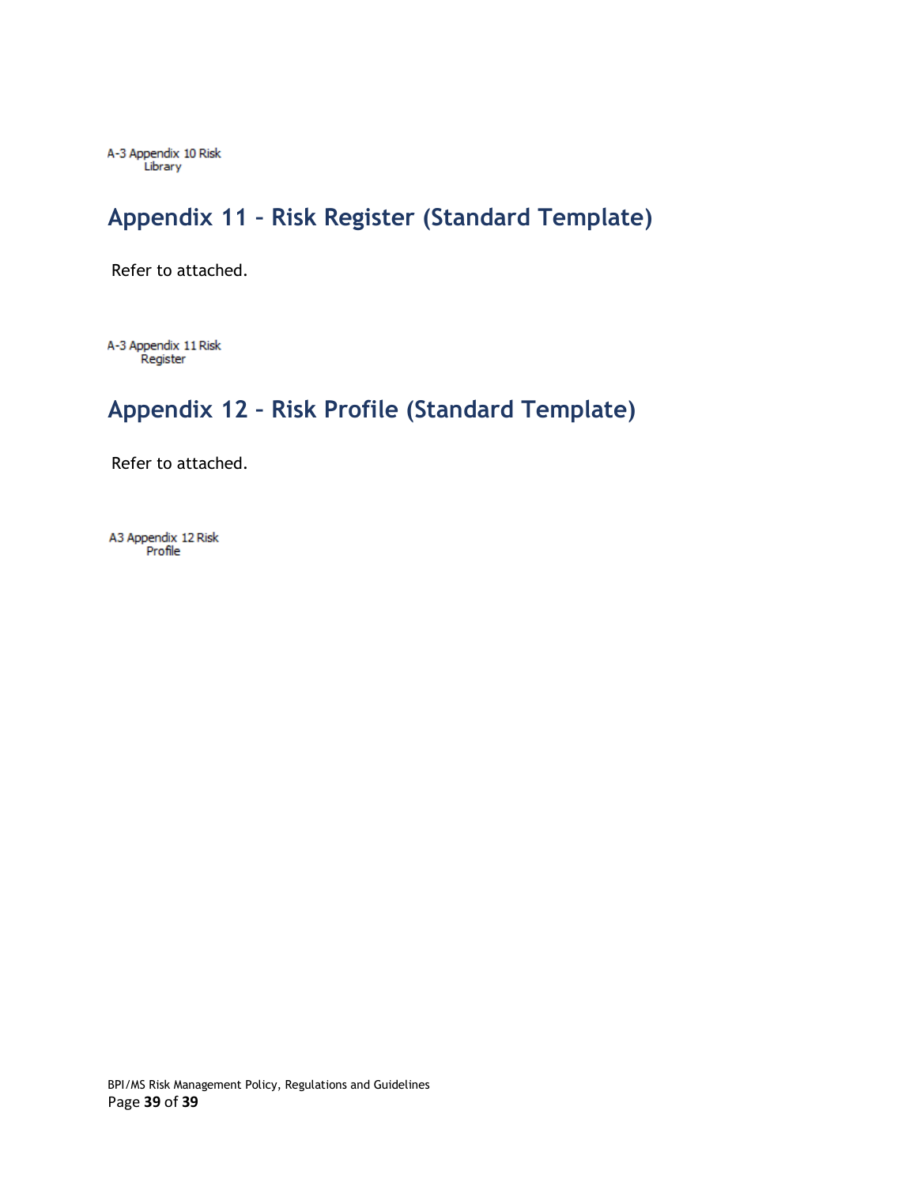A-3 Appendix 10 Risk Library

## Appendix 11 – Risk Register (Standard Template)

Refer to attached.

A-3 Appendix 11 Risk Register

## Appendix 12 – Risk Profile (Standard Template)

Refer to attached.

A3 Appendix 12 Risk Profile